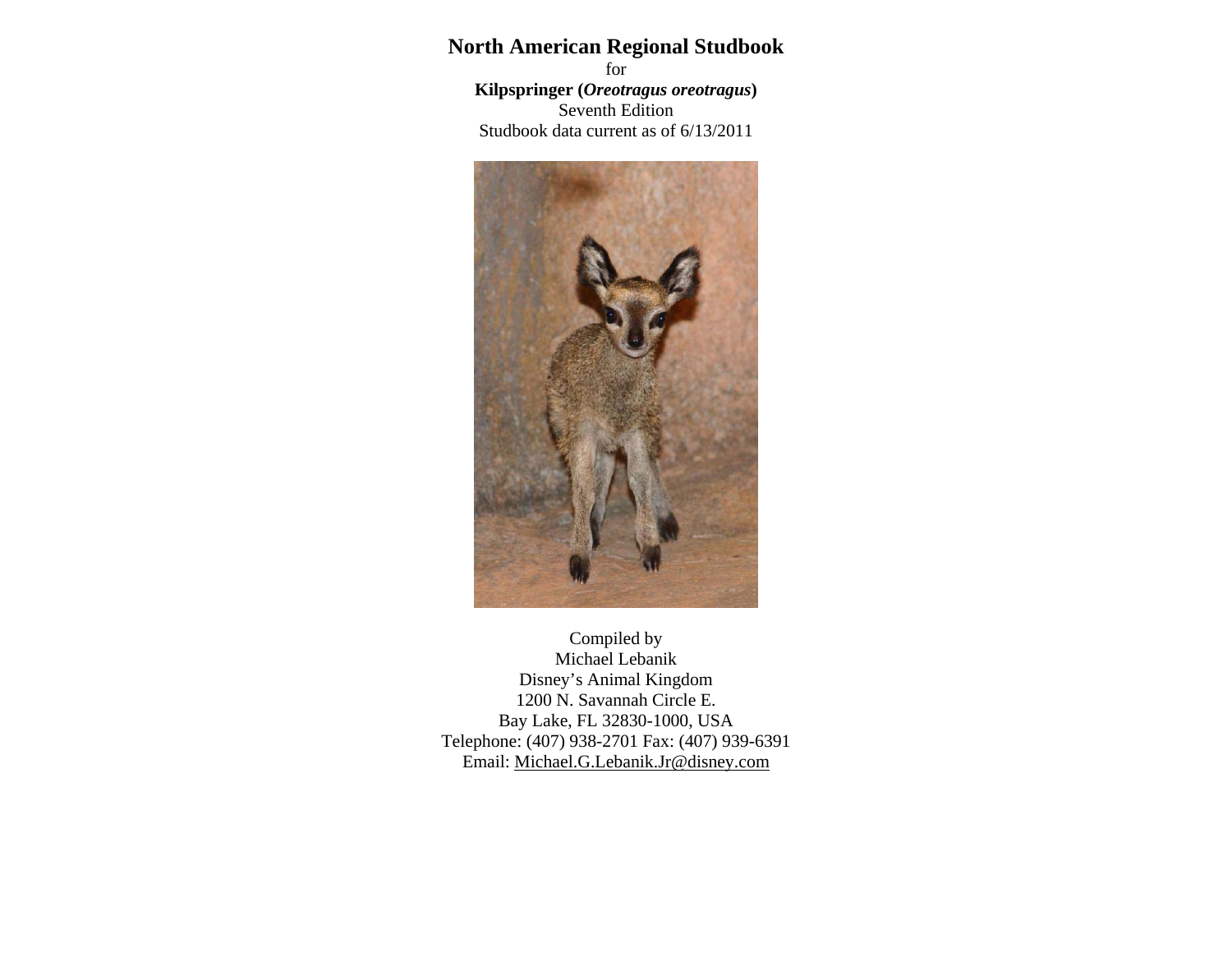# North American Regional Studbook

for

**Kilpspringer (*Oreotragus oreotragus*)**

Seventh Edition

Studbook data current as of 6/13/2011

Compiled by

Michael Lebanik

Disney's Animal Kingdom

1200 N. Savannah Circle E.

Bay Lake, FL 32830-1000, USA

Telephone: (407) 938-2701 Fax: (407) 939-6391

Email: Michael.G.Lebanik.Jr@disney.com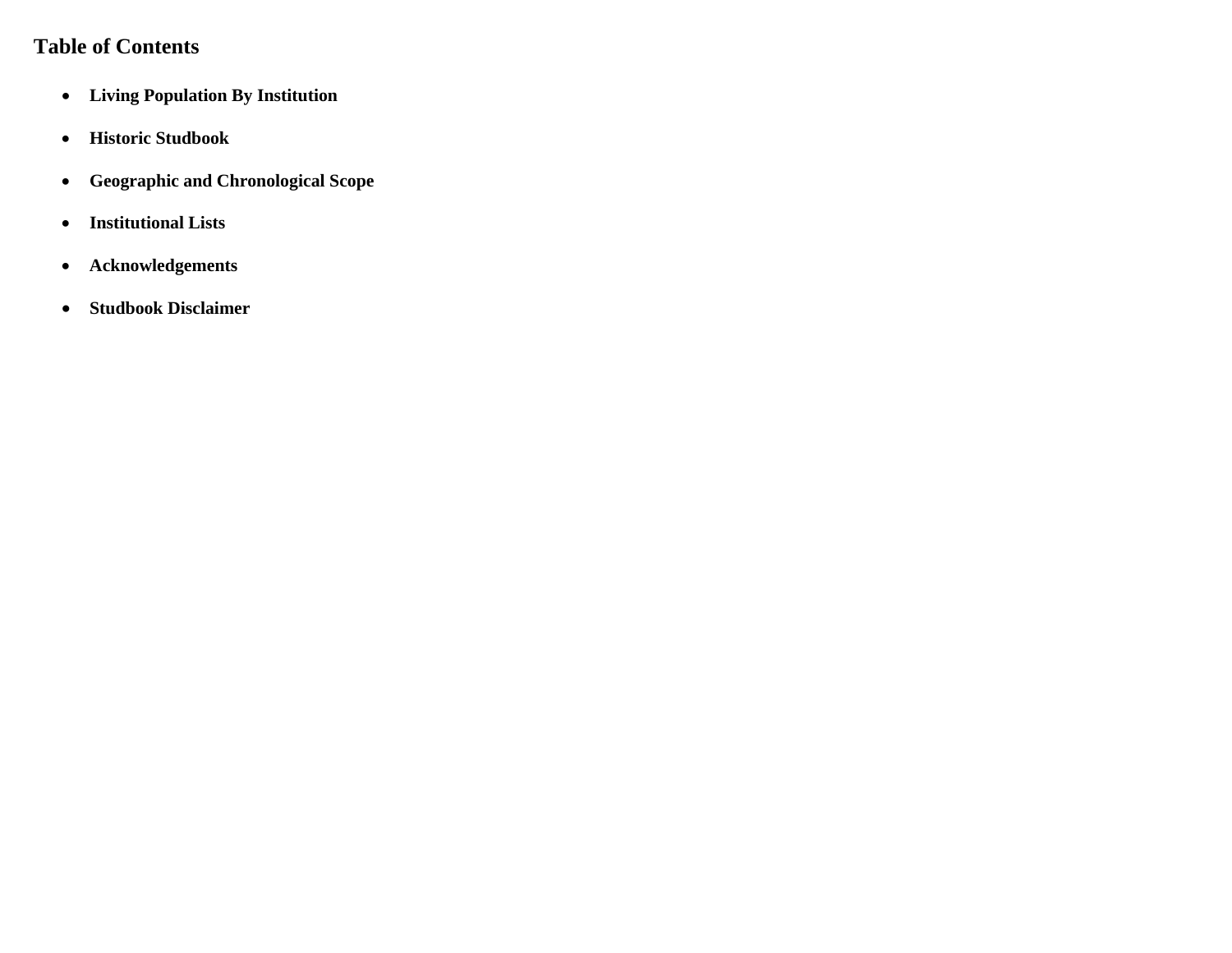## Table of Contents

- **Living Population By Institution**
- **Historic Studbook**
- **Geographic and Chronological Scope**
- **Institutional Lists**
- **Acknowledgements**
- **Studbook Disclaimer**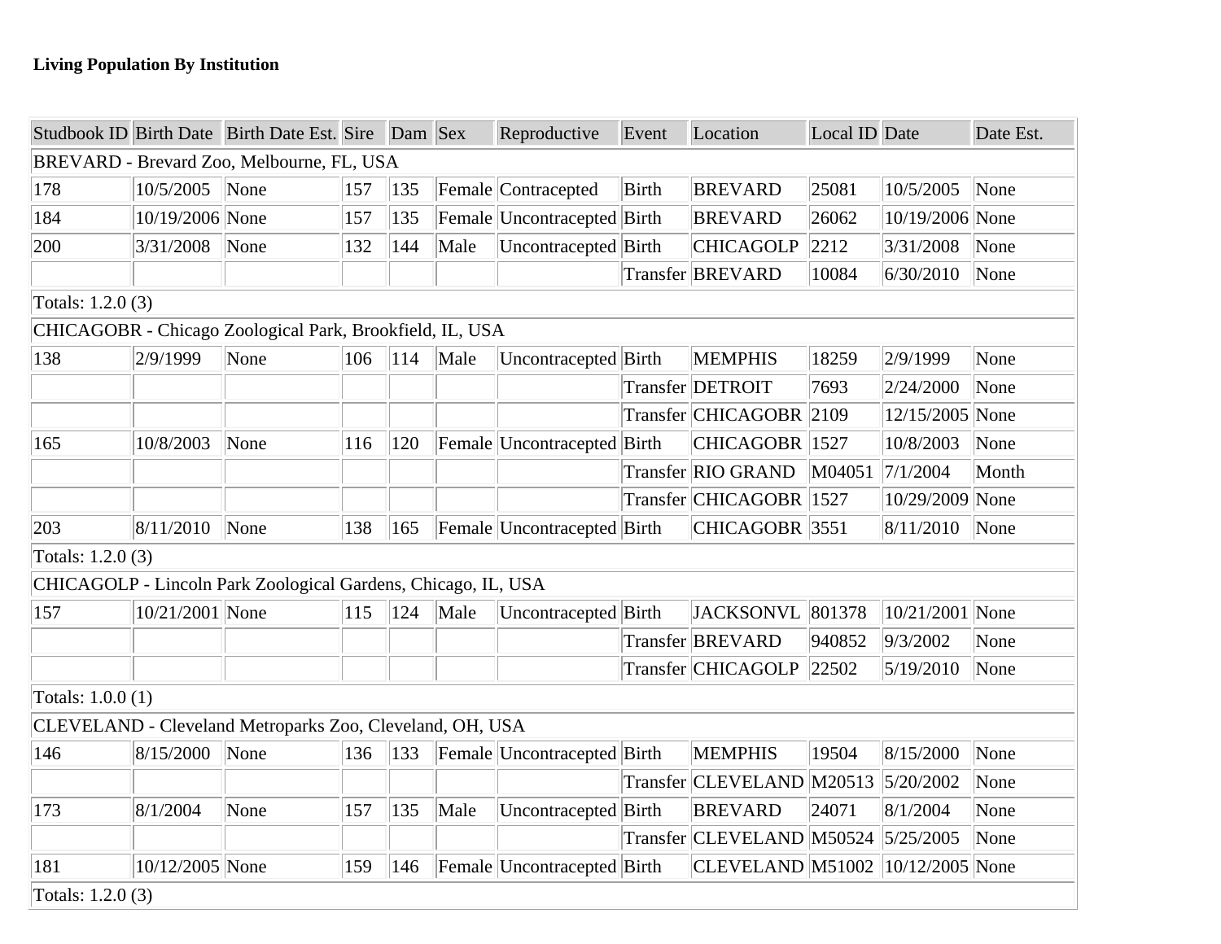**Living Population By Institution**

| Studbook ID | Birth Date | Birth Date Est. | Sire | Dam | Sex | Reproductive | Event | Location | Local ID | Date | Date Est. |
|---|---|---|---|---|---|---|---|---|---|---|---|
| BREVARD - Brevard Zoo, Melbourne, FL, USA | | | | | | | | | | | |
| 178 | 10/5/2005 | None | 157 | 135 | Female | Contracepted | Birth | BREVARD | 25081 | 10/5/2005 | None |
| 184 | 10/19/2006 | None | 157 | 135 | Female | Uncontracepted | Birth | BREVARD | 26062 | 10/19/2006 | None |
| 200 | 3/31/2008 | None | 132 | 144 | Male | Uncontracepted | Birth | CHICAGOLP | 2212 | 3/31/2008 | None |
| | | | | | | | Transfer | BREVARD | 10084 | 6/30/2010 | None |
| Totals: 1.2.0 (3) | | | | | | | | | | | |
| CHICAGOBR - Chicago Zoological Park, Brookfield, IL, USA | | | | | | | | | | | |
| 138 | 2/9/1999 | None | 106 | 114 | Male | Uncontracepted | Birth | MEMPHIS | 18259 | 2/9/1999 | None |
| | | | | | | | Transfer | DETROIT | 7693 | 2/24/2000 | None |
| | | | | | | | Transfer | CHICAGOBR | 2109 | 12/15/2005 | None |
| 165 | 10/8/2003 | None | 116 | 120 | Female | Uncontracepted | Birth | CHICAGOBR | 1527 | 10/8/2003 | None |
| | | | | | | | Transfer | RIO GRAND | M04051 | 7/1/2004 | Month |
| | | | | | | | Transfer | CHICAGOBR | 1527 | 10/29/2009 | None |
| 203 | 8/11/2010 | None | 138 | 165 | Female | Uncontracepted | Birth | CHICAGOBR | 3551 | 8/11/2010 | None |
| Totals: 1.2.0 (3) | | | | | | | | | | | |
| CHICAGOLP - Lincoln Park Zoological Gardens, Chicago, IL, USA | | | | | | | | | | | |
| 157 | 10/21/2001 | None | 115 | 124 | Male | Uncontracepted | Birth | JACKSONVL | 801378 | 10/21/2001 | None |
| | | | | | | | Transfer | BREVARD | 940852 | 9/3/2002 | None |
| | | | | | | | Transfer | CHICAGOLP | 22502 | 5/19/2010 | None |
| Totals: 1.0.0 (1) | | | | | | | | | | | |
| CLEVELAND - Cleveland Metroparks Zoo, Cleveland, OH, USA | | | | | | | | | | | |
| 146 | 8/15/2000 | None | 136 | 133 | Female | Uncontracepted | Birth | MEMPHIS | 19504 | 8/15/2000 | None |
| | | | | | | | Transfer | CLEVELAND | M20513 | 5/20/2002 | None |
| 173 | 8/1/2004 | None | 157 | 135 | Male | Uncontracepted | Birth | BREVARD | 24071 | 8/1/2004 | None |
| | | | | | | | Transfer | CLEVELAND | M50524 | 5/25/2005 | None |
| 181 | 10/12/2005 | None | 159 | 146 | Female | Uncontracepted | Birth | CLEVELAND | M51002 | 10/12/2005 | None |
| Totals: 1.2.0 (3) | | | | | | | | | | | |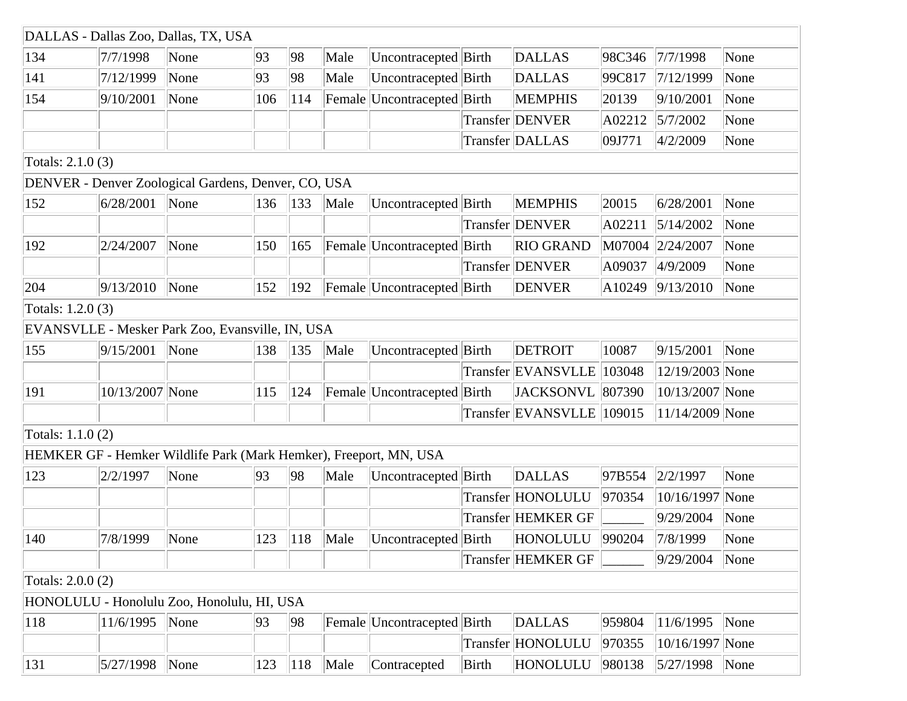| DALLAS - Dallas Zoo, Dallas, TX, USA | | | | | | | | | | | |
|---|---|---|---|---|---|---|---|---|---|---|---|
| 134 | 7/7/1998 | None | 93 | 98 | Male | Uncontracepted | Birth | DALLAS | 98C346 | 7/7/1998 | None |
| 141 | 7/12/1999 | None | 93 | 98 | Male | Uncontracepted | Birth | DALLAS | 99C817 | 7/12/1999 | None |
| 154 | 9/10/2001 | None | 106 | 114 | Female | Uncontracepted | Birth | MEMPHIS | 20139 | 9/10/2001 | None |
| | | | | | | | Transfer | DENVER | A02212 | 5/7/2002 | None |
| | | | | | | | Transfer | DALLAS | 09J771 | 4/2/2009 | None |
| Totals: 2.1.0 (3) | | | | | | | | | | | |
| DENVER - Denver Zoological Gardens, Denver, CO, USA | | | | | | | | | | | |
| 152 | 6/28/2001 | None | 136 | 133 | Male | Uncontracepted | Birth | MEMPHIS | 20015 | 6/28/2001 | None |
| | | | | | | | Transfer | DENVER | A02211 | 5/14/2002 | None |
| 192 | 2/24/2007 | None | 150 | 165 | Female | Uncontracepted | Birth | RIO GRAND | M07004 | 2/24/2007 | None |
| | | | | | | | Transfer | DENVER | A09037 | 4/9/2009 | None |
| 204 | 9/13/2010 | None | 152 | 192 | Female | Uncontracepted | Birth | DENVER | A10249 | 9/13/2010 | None |
| Totals: 1.2.0 (3) | | | | | | | | | | | |
| EVANSVLLE - Mesker Park Zoo, Evansville, IN, USA | | | | | | | | | | | |
| 155 | 9/15/2001 | None | 138 | 135 | Male | Uncontracepted | Birth | DETROIT | 10087 | 9/15/2001 | None |
| | | | | | | | Transfer | EVANSVLLE | 103048 | 12/19/2003 | None |
| 191 | 10/13/2007 | None | 115 | 124 | Female | Uncontracepted | Birth | JACKSONVL | 807390 | 10/13/2007 | None |
| | | | | | | | Transfer | EVANSVLLE | 109015 | 11/14/2009 | None |
| Totals: 1.1.0 (2) | | | | | | | | | | | |
| HEMKER GF - Hemker Wildlife Park (Mark Hemker), Freeport, MN, USA | | | | | | | | | | | |
| 123 | 2/2/1997 | None | 93 | 98 | Male | Uncontracepted | Birth | DALLAS | 97B554 | 2/2/1997 | None |
| | | | | | | | Transfer | HONOLULU | 970354 | 10/16/1997 | None |
| | | | | | | | Transfer | HEMKER GF | ______ | 9/29/2004 | None |
| 140 | 7/8/1999 | None | 123 | 118 | Male | Uncontracepted | Birth | HONOLULU | 990204 | 7/8/1999 | None |
| | | | | | | | Transfer | HEMKER GF | ______ | 9/29/2004 | None |
| Totals: 2.0.0 (2) | | | | | | | | | | | |
| HONOLULU - Honolulu Zoo, Honolulu, HI, USA | | | | | | | | | | | |
| 118 | 11/6/1995 | None | 93 | 98 | Female | Uncontracepted | Birth | DALLAS | 959804 | 11/6/1995 | None |
| | | | | | | | Transfer | HONOLULU | 970355 | 10/16/1997 | None |
| 131 | 5/27/1998 | None | 123 | 118 | Male | Contracepted | Birth | HONOLULU | 980138 | 5/27/1998 | None |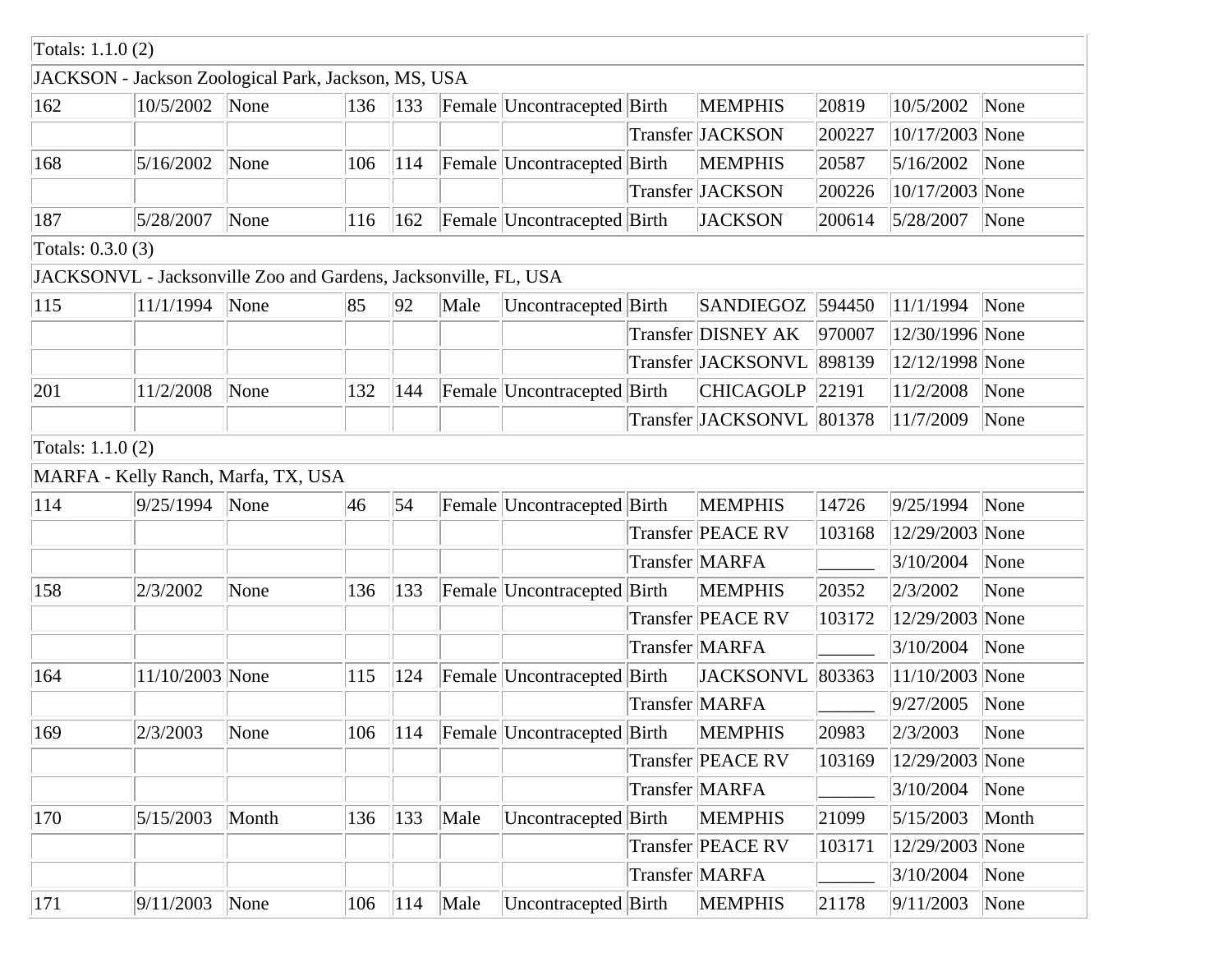| Totals: 1.1.0 (2) | | | | | | | | | | | |
|---|---|---|---|---|---|---|---|---|---|---|---|
| JACKSON - Jackson Zoological Park, Jackson, MS, USA | | | | | | | | | | | |
| 162 | 10/5/2002 | None | 136 | 133 | Female | Uncontracepted | Birth | MEMPHIS | 20819 | 10/5/2002 | None |
| | | | | | | | Transfer | JACKSON | 200227 | 10/17/2003 | None |
| 168 | 5/16/2002 | None | 106 | 114 | Female | Uncontracepted | Birth | MEMPHIS | 20587 | 5/16/2002 | None |
| | | | | | | | Transfer | JACKSON | 200226 | 10/17/2003 | None |
| 187 | 5/28/2007 | None | 116 | 162 | Female | Uncontracepted | Birth | JACKSON | 200614 | 5/28/2007 | None |
| Totals: 0.3.0 (3) | | | | | | | | | | | |
| JACKSONVL - Jacksonville Zoo and Gardens, Jacksonville, FL, USA | | | | | | | | | | | |
| 115 | 11/1/1994 | None | 85 | 92 | Male | Uncontracepted | Birth | SANDIEGOZ | 594450 | 11/1/1994 | None |
| | | | | | | | Transfer | DISNEY AK | 970007 | 12/30/1996 | None |
| | | | | | | | Transfer | JACKSONVL | 898139 | 12/12/1998 | None |
| 201 | 11/2/2008 | None | 132 | 144 | Female | Uncontracepted | Birth | CHICAGOLP | 22191 | 11/2/2008 | None |
| | | | | | | | Transfer | JACKSONVL | 801378 | 11/7/2009 | None |
| Totals: 1.1.0 (2) | | | | | | | | | | | |
| MARFA - Kelly Ranch, Marfa, TX, USA | | | | | | | | | | | |
| 114 | 9/25/1994 | None | 46 | 54 | Female | Uncontracepted | Birth | MEMPHIS | 14726 | 9/25/1994 | None |
| | | | | | | | Transfer | PEACE RV | 103168 | 12/29/2003 | None |
| | | | | | | | Transfer | MARFA | ______ | 3/10/2004 | None |
| 158 | 2/3/2002 | None | 136 | 133 | Female | Uncontracepted | Birth | MEMPHIS | 20352 | 2/3/2002 | None |
| | | | | | | | Transfer | PEACE RV | 103172 | 12/29/2003 | None |
| | | | | | | | Transfer | MARFA | ______ | 3/10/2004 | None |
| 164 | 11/10/2003 | None | 115 | 124 | Female | Uncontracepted | Birth | JACKSONVL | 803363 | 11/10/2003 | None |
| | | | | | | | Transfer | MARFA | ______ | 9/27/2005 | None |
| 169 | 2/3/2003 | None | 106 | 114 | Female | Uncontracepted | Birth | MEMPHIS | 20983 | 2/3/2003 | None |
| | | | | | | | Transfer | PEACE RV | 103169 | 12/29/2003 | None |
| | | | | | | | Transfer | MARFA | ______ | 3/10/2004 | None |
| 170 | 5/15/2003 | Month | 136 | 133 | Male | Uncontracepted | Birth | MEMPHIS | 21099 | 5/15/2003 | Month |
| | | | | | | | Transfer | PEACE RV | 103171 | 12/29/2003 | None |
| | | | | | | | Transfer | MARFA | ______ | 3/10/2004 | None |
| 171 | 9/11/2003 | None | 106 | 114 | Male | Uncontracepted | Birth | MEMPHIS | 21178 | 9/11/2003 | None |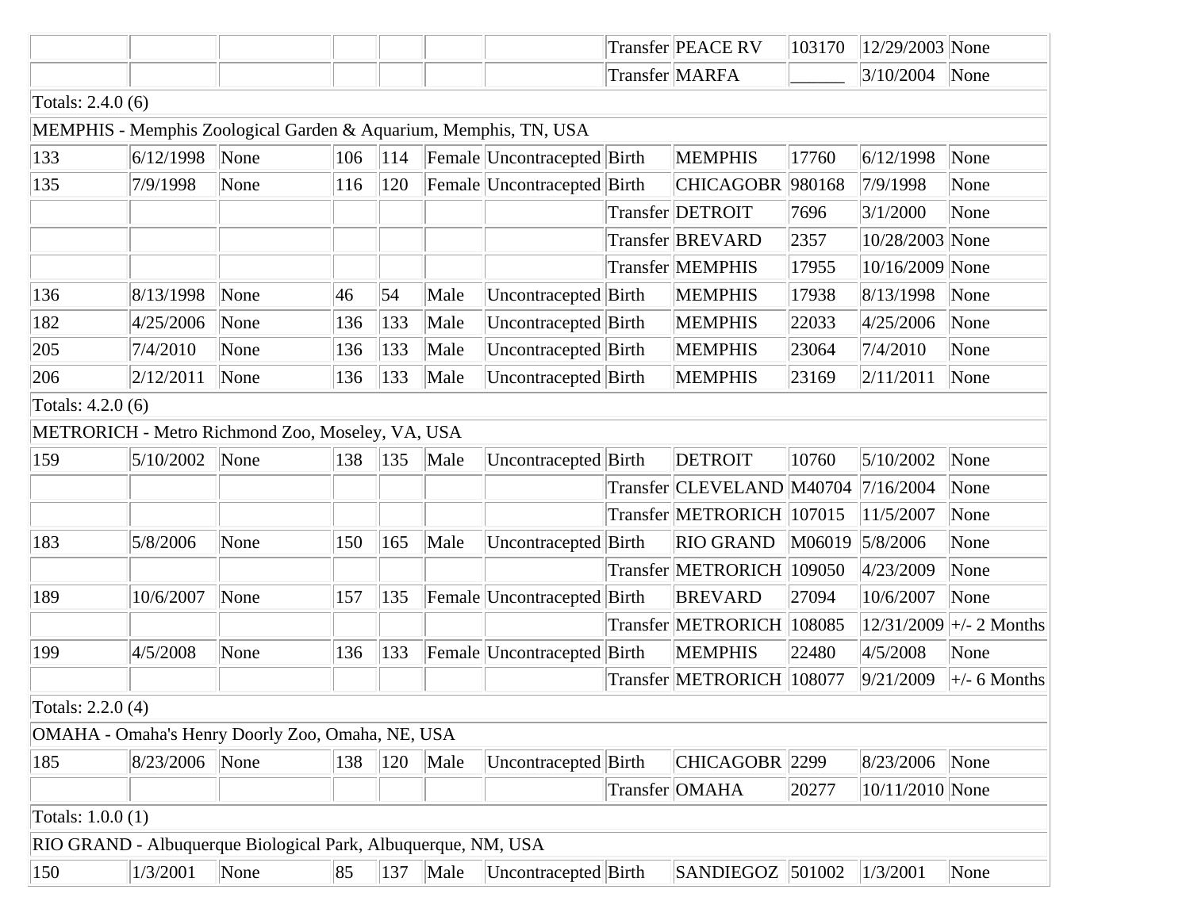| | | | | | | | | | | | |
|---|---|---|---|---|---|---|---|---|---|---|---|
| | | | | | | | Transfer | PEACE RV | 103170 | 12/29/2003 | None |
| | | | | | | | Transfer | MARFA | ______ | 3/10/2004 | None |
| Totals: 2.4.0 (6) | | | | | | | | | | | |
| MEMPHIS - Memphis Zoological Garden & Aquarium, Memphis, TN, USA | | | | | | | | | | | |
| 133 | 6/12/1998 | None | 106 | 114 | Female | Uncontracepted | Birth | MEMPHIS | 17760 | 6/12/1998 | None |
| 135 | 7/9/1998 | None | 116 | 120 | Female | Uncontracepted | Birth | CHICAGOBR | 980168 | 7/9/1998 | None |
| | | | | | | | Transfer | DETROIT | 7696 | 3/1/2000 | None |
| | | | | | | | Transfer | BREVARD | 2357 | 10/28/2003 | None |
| | | | | | | | Transfer | MEMPHIS | 17955 | 10/16/2009 | None |
| 136 | 8/13/1998 | None | 46 | 54 | Male | Uncontracepted | Birth | MEMPHIS | 17938 | 8/13/1998 | None |
| 182 | 4/25/2006 | None | 136 | 133 | Male | Uncontracepted | Birth | MEMPHIS | 22033 | 4/25/2006 | None |
| 205 | 7/4/2010 | None | 136 | 133 | Male | Uncontracepted | Birth | MEMPHIS | 23064 | 7/4/2010 | None |
| 206 | 2/12/2011 | None | 136 | 133 | Male | Uncontracepted | Birth | MEMPHIS | 23169 | 2/11/2011 | None |
| Totals: 4.2.0 (6) | | | | | | | | | | | |
| METRORICH - Metro Richmond Zoo, Moseley, VA, USA | | | | | | | | | | | |
| 159 | 5/10/2002 | None | 138 | 135 | Male | Uncontracepted | Birth | DETROIT | 10760 | 5/10/2002 | None |
| | | | | | | | Transfer | CLEVELAND | M40704 | 7/16/2004 | None |
| | | | | | | | Transfer | METRORICH | 107015 | 11/5/2007 | None |
| 183 | 5/8/2006 | None | 150 | 165 | Male | Uncontracepted | Birth | RIO GRAND | M06019 | 5/8/2006 | None |
| | | | | | | | Transfer | METRORICH | 109050 | 4/23/2009 | None |
| 189 | 10/6/2007 | None | 157 | 135 | Female | Uncontracepted | Birth | BREVARD | 27094 | 10/6/2007 | None |
| | | | | | | | Transfer | METRORICH | 108085 | 12/31/2009 | +/- 2 Months |
| 199 | 4/5/2008 | None | 136 | 133 | Female | Uncontracepted | Birth | MEMPHIS | 22480 | 4/5/2008 | None |
| | | | | | | | Transfer | METRORICH | 108077 | 9/21/2009 | +/- 6 Months |
| Totals: 2.2.0 (4) | | | | | | | | | | | |
| OMAHA - Omaha's Henry Doorly Zoo, Omaha, NE, USA | | | | | | | | | | | |
| 185 | 8/23/2006 | None | 138 | 120 | Male | Uncontracepted | Birth | CHICAGOBR | 2299 | 8/23/2006 | None |
| | | | | | | | Transfer | OMAHA | 20277 | 10/11/2010 | None |
| Totals: 1.0.0 (1) | | | | | | | | | | | |
| RIO GRAND - Albuquerque Biological Park, Albuquerque, NM, USA | | | | | | | | | | | |
| 150 | 1/3/2001 | None | 85 | 137 | Male | Uncontracepted | Birth | SANDIEGOZ | 501002 | 1/3/2001 | None |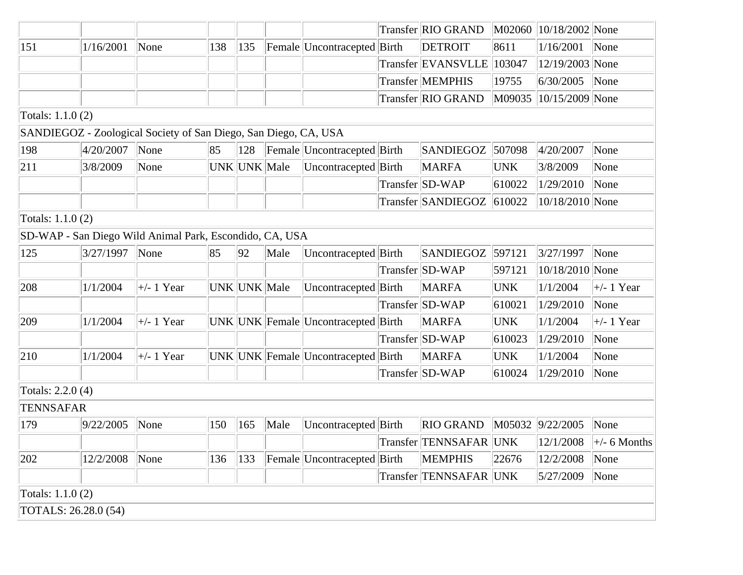| | | | | | | | | | | | |
|---|---|---|---|---|---|---|---|---|---|---|---|
| | | | | | | | Transfer | RIO GRAND | M02060 | 10/18/2002 | None |
| 151 | 1/16/2001 | None | 138 | 135 | Female | Uncontracepted | Birth | DETROIT | 8611 | 1/16/2001 | None |
| | | | | | | | Transfer | EVANSVLLE | 103047 | 12/19/2003 | None |
| | | | | | | | Transfer | MEMPHIS | 19755 | 6/30/2005 | None |
| | | | | | | | Transfer | RIO GRAND | M09035 | 10/15/2009 | None |
| Totals: 1.1.0 (2) | | | | | | | | | | | |
| SANDIEGOZ - Zoological Society of San Diego, San Diego, CA, USA | | | | | | | | | | | |
| 198 | 4/20/2007 | None | 85 | 128 | Female | Uncontracepted | Birth | SANDIEGOZ | 507098 | 4/20/2007 | None |
| 211 | 3/8/2009 | None | UNK | UNK | Male | Uncontracepted | Birth | MARFA | UNK | 3/8/2009 | None |
| | | | | | | | Transfer | SD-WAP | 610022 | 1/29/2010 | None |
| | | | | | | | Transfer | SANDIEGOZ | 610022 | 10/18/2010 | None |
| Totals: 1.1.0 (2) | | | | | | | | | | | |
| SD-WAP - San Diego Wild Animal Park, Escondido, CA, USA | | | | | | | | | | | |
| 125 | 3/27/1997 | None | 85 | 92 | Male | Uncontracepted | Birth | SANDIEGOZ | 597121 | 3/27/1997 | None |
| | | | | | | | Transfer | SD-WAP | 597121 | 10/18/2010 | None |
| 208 | 1/1/2004 | +/- 1 Year | UNK | UNK | Male | Uncontracepted | Birth | MARFA | UNK | 1/1/2004 | +/- 1 Year |
| | | | | | | | Transfer | SD-WAP | 610021 | 1/29/2010 | None |
| 209 | 1/1/2004 | +/- 1 Year | UNK | UNK | Female | Uncontracepted | Birth | MARFA | UNK | 1/1/2004 | +/- 1 Year |
| | | | | | | | Transfer | SD-WAP | 610023 | 1/29/2010 | None |
| 210 | 1/1/2004 | +/- 1 Year | UNK | UNK | Female | Uncontracepted | Birth | MARFA | UNK | 1/1/2004 | None |
| | | | | | | | Transfer | SD-WAP | 610024 | 1/29/2010 | None |
| Totals: 2.2.0 (4) | | | | | | | | | | | |
| TENNSAFAR | | | | | | | | | | | |
| 179 | 9/22/2005 | None | 150 | 165 | Male | Uncontracepted | Birth | RIO GRAND | M05032 | 9/22/2005 | None |
| | | | | | | | Transfer | TENNSAFAR | UNK | 12/1/2008 | +/- 6 Months |
| 202 | 12/2/2008 | None | 136 | 133 | Female | Uncontracepted | Birth | MEMPHIS | 22676 | 12/2/2008 | None |
| | | | | | | | Transfer | TENNSAFAR | UNK | 5/27/2009 | None |
| Totals: 1.1.0 (2) | | | | | | | | | | | |
| TOTALS: 26.28.0 (54) | | | | | | | | | | | |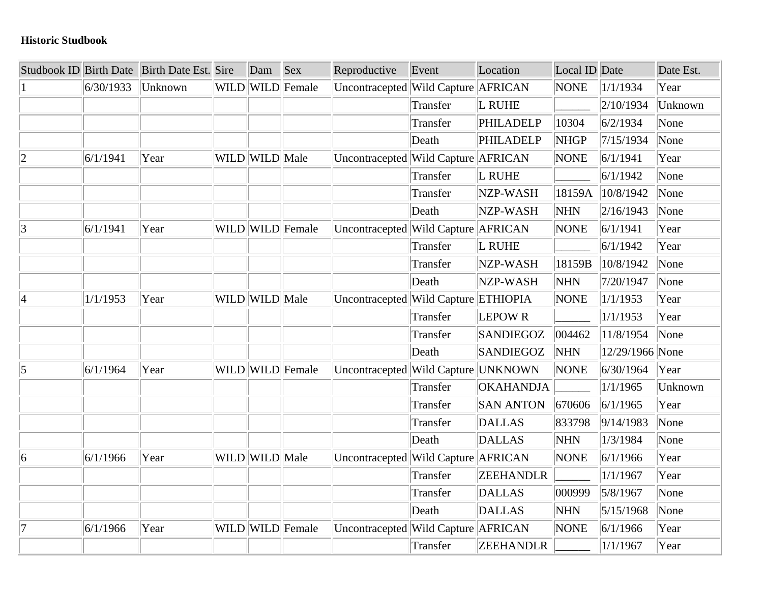**Historic Studbook**

| Studbook ID | Birth Date | Birth Date Est. | Sire | Dam | Sex | Reproductive | Event | Location | Local ID | Date | Date Est. |
|---|---|---|---|---|---|---|---|---|---|---|---|
| 1 | 6/30/1933 | Unknown | WILD | WILD | Female | Uncontracepted | Wild Capture | AFRICAN | NONE | 1/1/1934 | Year |
| | | | | | | | Transfer | L RUHE | ______ | 2/10/1934 | Unknown |
| | | | | | | | Transfer | PHILADELP | 10304 | 6/2/1934 | None |
| | | | | | | | Death | PHILADELP | NHGP | 7/15/1934 | None |
| 2 | 6/1/1941 | Year | WILD | WILD | Male | Uncontracepted | Wild Capture | AFRICAN | NONE | 6/1/1941 | Year |
| | | | | | | | Transfer | L RUHE | ______ | 6/1/1942 | None |
| | | | | | | | Transfer | NZP-WASH | 18159A | 10/8/1942 | None |
| | | | | | | | Death | NZP-WASH | NHN | 2/16/1943 | None |
| 3 | 6/1/1941 | Year | WILD | WILD | Female | Uncontracepted | Wild Capture | AFRICAN | NONE | 6/1/1941 | Year |
| | | | | | | | Transfer | L RUHE | ______ | 6/1/1942 | Year |
| | | | | | | | Transfer | NZP-WASH | 18159B | 10/8/1942 | None |
| | | | | | | | Death | NZP-WASH | NHN | 7/20/1947 | None |
| 4 | 1/1/1953 | Year | WILD | WILD | Male | Uncontracepted | Wild Capture | ETHIOPIA | NONE | 1/1/1953 | Year |
| | | | | | | | Transfer | LEPOW R | ______ | 1/1/1953 | Year |
| | | | | | | | Transfer | SANDIEGOZ | 004462 | 11/8/1954 | None |
| | | | | | | | Death | SANDIEGOZ | NHN | 12/29/1966 | None |
| 5 | 6/1/1964 | Year | WILD | WILD | Female | Uncontracepted | Wild Capture | UNKNOWN | NONE | 6/30/1964 | Year |
| | | | | | | | Transfer | OKAHANDJA | ______ | 1/1/1965 | Unknown |
| | | | | | | | Transfer | SAN ANTON | 670606 | 6/1/1965 | Year |
| | | | | | | | Transfer | DALLAS | 833798 | 9/14/1983 | None |
| | | | | | | | Death | DALLAS | NHN | 1/3/1984 | None |
| 6 | 6/1/1966 | Year | WILD | WILD | Male | Uncontracepted | Wild Capture | AFRICAN | NONE | 6/1/1966 | Year |
| | | | | | | | Transfer | ZEEHANDLR | ______ | 1/1/1967 | Year |
| | | | | | | | Transfer | DALLAS | 000999 | 5/8/1967 | None |
| | | | | | | | Death | DALLAS | NHN | 5/15/1968 | None |
| 7 | 6/1/1966 | Year | WILD | WILD | Female | Uncontracepted | Wild Capture | AFRICAN | NONE | 6/1/1966 | Year |
| | | | | | | | Transfer | ZEEHANDLR | ______ | 1/1/1967 | Year |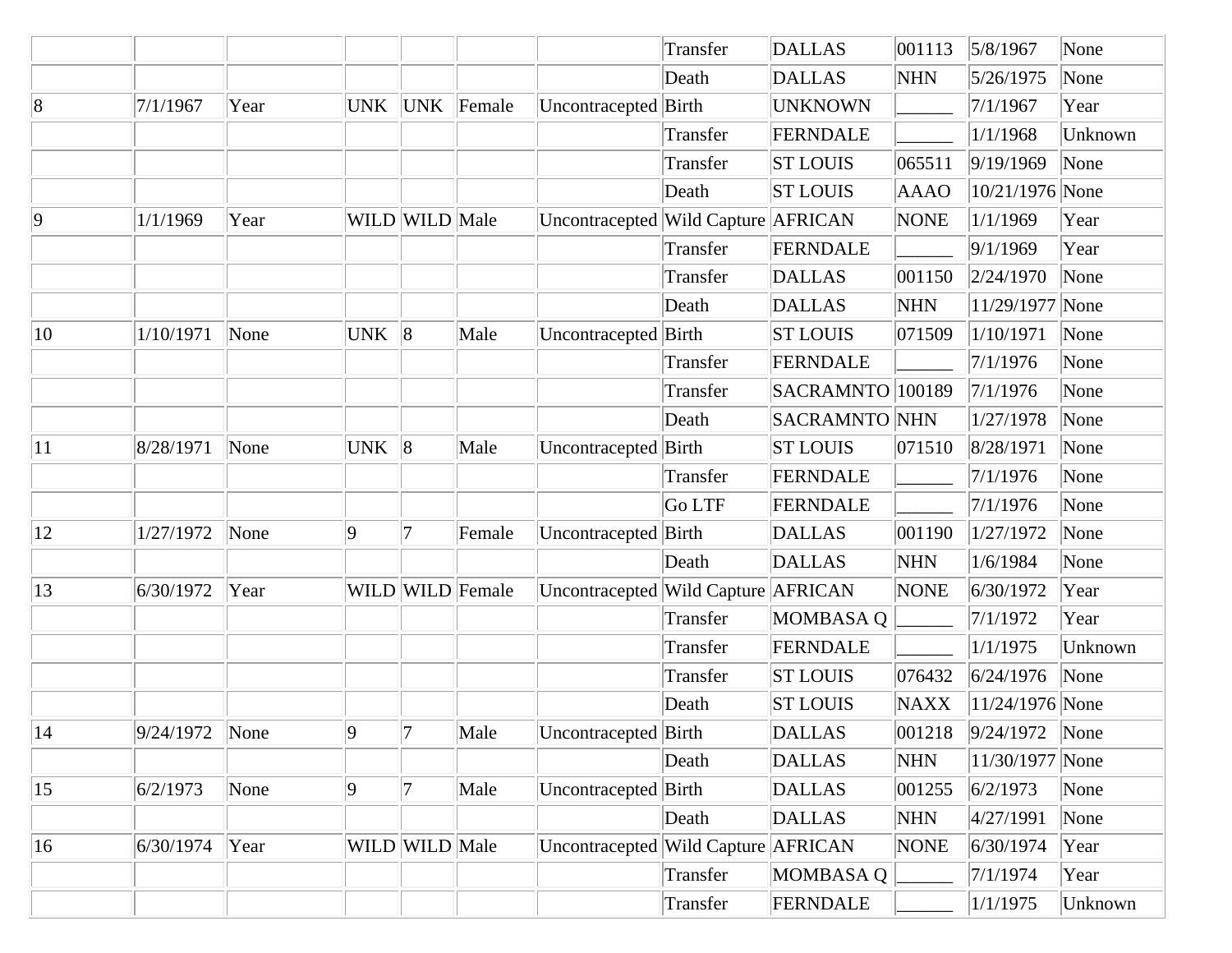| | | | | | | | | | | | |
|---|---|---|---|---|---|---|---|---|---|---|---|
| | | | | | | | Transfer | DALLAS | 001113 | 5/8/1967 | None |
| | | | | | | | Death | DALLAS | NHN | 5/26/1975 | None |
| 8 | 7/1/1967 | Year | UNK | UNK | Female | Uncontracepted | Birth | UNKNOWN | ______ | 7/1/1967 | Year |
| | | | | | | | Transfer | FERNDALE | ______ | 1/1/1968 | Unknown |
| | | | | | | | Transfer | ST LOUIS | 065511 | 9/19/1969 | None |
| | | | | | | | Death | ST LOUIS | AAAO | 10/21/1976 | None |
| 9 | 1/1/1969 | Year | WILD | WILD | Male | Uncontracepted | Wild Capture | AFRICAN | NONE | 1/1/1969 | Year |
| | | | | | | | Transfer | FERNDALE | ______ | 9/1/1969 | Year |
| | | | | | | | Transfer | DALLAS | 001150 | 2/24/1970 | None |
| | | | | | | | Death | DALLAS | NHN | 11/29/1977 | None |
| 10 | 1/10/1971 | None | UNK | 8 | Male | Uncontracepted | Birth | ST LOUIS | 071509 | 1/10/1971 | None |
| | | | | | | | Transfer | FERNDALE | ______ | 7/1/1976 | None |
| | | | | | | | Transfer | SACRAMNTO | 100189 | 7/1/1976 | None |
| | | | | | | | Death | SACRAMNTO | NHN | 1/27/1978 | None |
| 11 | 8/28/1971 | None | UNK | 8 | Male | Uncontracepted | Birth | ST LOUIS | 071510 | 8/28/1971 | None |
| | | | | | | | Transfer | FERNDALE | ______ | 7/1/1976 | None |
| | | | | | | | Go LTF | FERNDALE | ______ | 7/1/1976 | None |
| 12 | 1/27/1972 | None | 9 | 7 | Female | Uncontracepted | Birth | DALLAS | 001190 | 1/27/1972 | None |
| | | | | | | | Death | DALLAS | NHN | 1/6/1984 | None |
| 13 | 6/30/1972 | Year | WILD | WILD | Female | Uncontracepted | Wild Capture | AFRICAN | NONE | 6/30/1972 | Year |
| | | | | | | | Transfer | MOMBASA Q | ______ | 7/1/1972 | Year |
| | | | | | | | Transfer | FERNDALE | ______ | 1/1/1975 | Unknown |
| | | | | | | | Transfer | ST LOUIS | 076432 | 6/24/1976 | None |
| | | | | | | | Death | ST LOUIS | NAXX | 11/24/1976 | None |
| 14 | 9/24/1972 | None | 9 | 7 | Male | Uncontracepted | Birth | DALLAS | 001218 | 9/24/1972 | None |
| | | | | | | | Death | DALLAS | NHN | 11/30/1977 | None |
| 15 | 6/2/1973 | None | 9 | 7 | Male | Uncontracepted | Birth | DALLAS | 001255 | 6/2/1973 | None |
| | | | | | | | Death | DALLAS | NHN | 4/27/1991 | None |
| 16 | 6/30/1974 | Year | WILD | WILD | Male | Uncontracepted | Wild Capture | AFRICAN | NONE | 6/30/1974 | Year |
| | | | | | | | Transfer | MOMBASA Q | ______ | 7/1/1974 | Year |
| | | | | | | | Transfer | FERNDALE | ______ | 1/1/1975 | Unknown |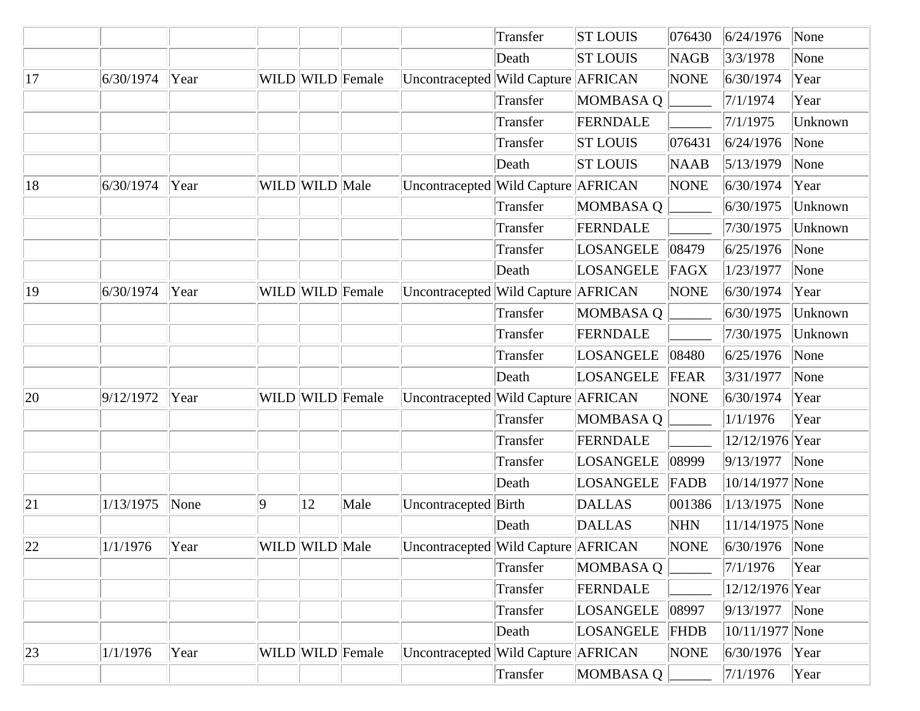| | | | | | | | | | | | |
|---|---|---|---|---|---|---|---|---|---|---|---|
| | | | | | | | Transfer | ST LOUIS | 076430 | 6/24/1976 | None |
| | | | | | | | Death | ST LOUIS | NAGB | 3/3/1978 | None |
| 17 | 6/30/1974 | Year | WILD | WILD | Female | Uncontracepted | Wild Capture | AFRICAN | NONE | 6/30/1974 | Year |
| | | | | | | | Transfer | MOMBASA Q | ______ | 7/1/1974 | Year |
| | | | | | | | Transfer | FERNDALE | ______ | 7/1/1975 | Unknown |
| | | | | | | | Transfer | ST LOUIS | 076431 | 6/24/1976 | None |
| | | | | | | | Death | ST LOUIS | NAAB | 5/13/1979 | None |
| 18 | 6/30/1974 | Year | WILD | WILD | Male | Uncontracepted | Wild Capture | AFRICAN | NONE | 6/30/1974 | Year |
| | | | | | | | Transfer | MOMBASA Q | ______ | 6/30/1975 | Unknown |
| | | | | | | | Transfer | FERNDALE | ______ | 7/30/1975 | Unknown |
| | | | | | | | Transfer | LOSANGELE | 08479 | 6/25/1976 | None |
| | | | | | | | Death | LOSANGELE | FAGX | 1/23/1977 | None |
| 19 | 6/30/1974 | Year | WILD | WILD | Female | Uncontracepted | Wild Capture | AFRICAN | NONE | 6/30/1974 | Year |
| | | | | | | | Transfer | MOMBASA Q | ______ | 6/30/1975 | Unknown |
| | | | | | | | Transfer | FERNDALE | ______ | 7/30/1975 | Unknown |
| | | | | | | | Transfer | LOSANGELE | 08480 | 6/25/1976 | None |
| | | | | | | | Death | LOSANGELE | FEAR | 3/31/1977 | None |
| 20 | 9/12/1972 | Year | WILD | WILD | Female | Uncontracepted | Wild Capture | AFRICAN | NONE | 6/30/1974 | Year |
| | | | | | | | Transfer | MOMBASA Q | ______ | 1/1/1976 | Year |
| | | | | | | | Transfer | FERNDALE | ______ | 12/12/1976 | Year |
| | | | | | | | Transfer | LOSANGELE | 08999 | 9/13/1977 | None |
| | | | | | | | Death | LOSANGELE | FADB | 10/14/1977 | None |
| 21 | 1/13/1975 | None | 9 | 12 | Male | Uncontracepted | Birth | DALLAS | 001386 | 1/13/1975 | None |
| | | | | | | | Death | DALLAS | NHN | 11/14/1975 | None |
| 22 | 1/1/1976 | Year | WILD | WILD | Male | Uncontracepted | Wild Capture | AFRICAN | NONE | 6/30/1976 | None |
| | | | | | | | Transfer | MOMBASA Q | ______ | 7/1/1976 | Year |
| | | | | | | | Transfer | FERNDALE | ______ | 12/12/1976 | Year |
| | | | | | | | Transfer | LOSANGELE | 08997 | 9/13/1977 | None |
| | | | | | | | Death | LOSANGELE | FHDB | 10/11/1977 | None |
| 23 | 1/1/1976 | Year | WILD | WILD | Female | Uncontracepted | Wild Capture | AFRICAN | NONE | 6/30/1976 | Year |
| | | | | | | | Transfer | MOMBASA Q | ______ | 7/1/1976 | Year |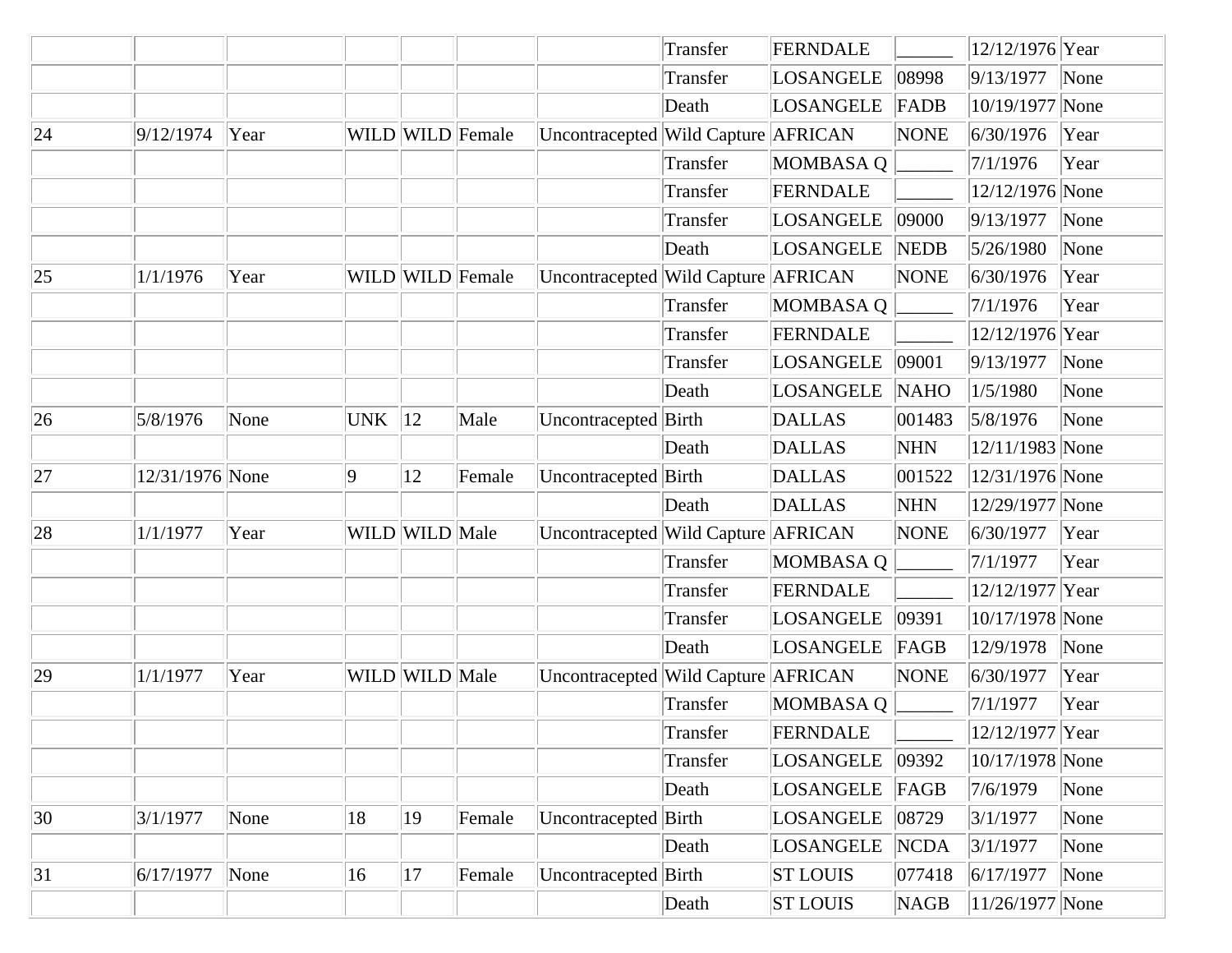| | | | | | | | | | | | |
|---|---|---|---|---|---|---|---|---|---|---|---|
| | | | | | | | Transfer | FERNDALE | ______ | 12/12/1976 | Year |
| | | | | | | | Transfer | LOSANGELE | 08998 | 9/13/1977 | None |
| | | | | | | | Death | LOSANGELE | FADB | 10/19/1977 | None |
| 24 | 9/12/1974 | Year | WILD | WILD | Female | Uncontracepted | Wild Capture | AFRICAN | NONE | 6/30/1976 | Year |
| | | | | | | | Transfer | MOMBASA Q | ______ | 7/1/1976 | Year |
| | | | | | | | Transfer | FERNDALE | ______ | 12/12/1976 | None |
| | | | | | | | Transfer | LOSANGELE | 09000 | 9/13/1977 | None |
| | | | | | | | Death | LOSANGELE | NEDB | 5/26/1980 | None |
| 25 | 1/1/1976 | Year | WILD | WILD | Female | Uncontracepted | Wild Capture | AFRICAN | NONE | 6/30/1976 | Year |
| | | | | | | | Transfer | MOMBASA Q | ______ | 7/1/1976 | Year |
| | | | | | | | Transfer | FERNDALE | ______ | 12/12/1976 | Year |
| | | | | | | | Transfer | LOSANGELE | 09001 | 9/13/1977 | None |
| | | | | | | | Death | LOSANGELE | NAHO | 1/5/1980 | None |
| 26 | 5/8/1976 | None | UNK | 12 | Male | Uncontracepted | Birth | DALLAS | 001483 | 5/8/1976 | None |
| | | | | | | | Death | DALLAS | NHN | 12/11/1983 | None |
| 27 | 12/31/1976 | None | 9 | 12 | Female | Uncontracepted | Birth | DALLAS | 001522 | 12/31/1976 | None |
| | | | | | | | Death | DALLAS | NHN | 12/29/1977 | None |
| 28 | 1/1/1977 | Year | WILD | WILD | Male | Uncontracepted | Wild Capture | AFRICAN | NONE | 6/30/1977 | Year |
| | | | | | | | Transfer | MOMBASA Q | ______ | 7/1/1977 | Year |
| | | | | | | | Transfer | FERNDALE | ______ | 12/12/1977 | Year |
| | | | | | | | Transfer | LOSANGELE | 09391 | 10/17/1978 | None |
| | | | | | | | Death | LOSANGELE | FAGB | 12/9/1978 | None |
| 29 | 1/1/1977 | Year | WILD | WILD | Male | Uncontracepted | Wild Capture | AFRICAN | NONE | 6/30/1977 | Year |
| | | | | | | | Transfer | MOMBASA Q | ______ | 7/1/1977 | Year |
| | | | | | | | Transfer | FERNDALE | ______ | 12/12/1977 | Year |
| | | | | | | | Transfer | LOSANGELE | 09392 | 10/17/1978 | None |
| | | | | | | | Death | LOSANGELE | FAGB | 7/6/1979 | None |
| 30 | 3/1/1977 | None | 18 | 19 | Female | Uncontracepted | Birth | LOSANGELE | 08729 | 3/1/1977 | None |
| | | | | | | | Death | LOSANGELE | NCDA | 3/1/1977 | None |
| 31 | 6/17/1977 | None | 16 | 17 | Female | Uncontracepted | Birth | ST LOUIS | 077418 | 6/17/1977 | None |
| | | | | | | | Death | ST LOUIS | NAGB | 11/26/1977 | None |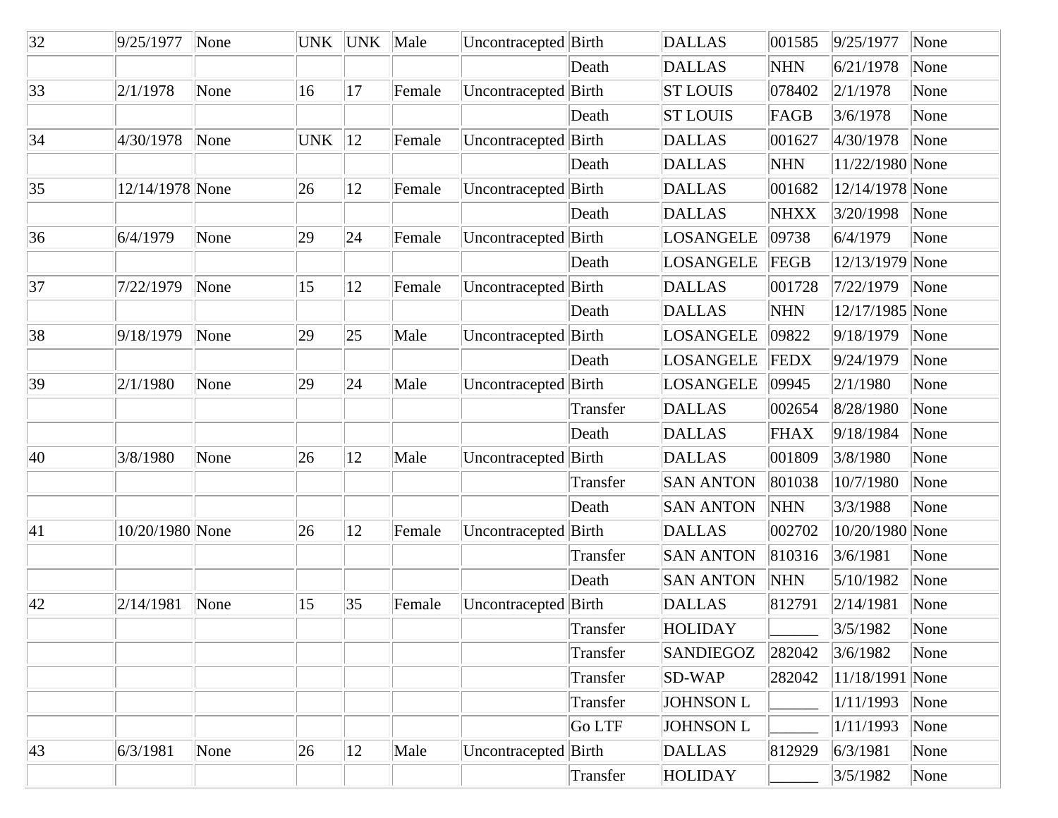| | | | | | | | | | | | |
|---|---|---|---|---|---|---|---|---|---|---|---|
| 32 | 9/25/1977 | None | UNK | UNK | Male | Uncontracepted | Birth | DALLAS | 001585 | 9/25/1977 | None |
| | | | | | | | Death | DALLAS | NHN | 6/21/1978 | None |
| 33 | 2/1/1978 | None | 16 | 17 | Female | Uncontracepted | Birth | ST LOUIS | 078402 | 2/1/1978 | None |
| | | | | | | | Death | ST LOUIS | FAGB | 3/6/1978 | None |
| 34 | 4/30/1978 | None | UNK | 12 | Female | Uncontracepted | Birth | DALLAS | 001627 | 4/30/1978 | None |
| | | | | | | | Death | DALLAS | NHN | 11/22/1980 | None |
| 35 | 12/14/1978 | None | 26 | 12 | Female | Uncontracepted | Birth | DALLAS | 001682 | 12/14/1978 | None |
| | | | | | | | Death | DALLAS | NHXX | 3/20/1998 | None |
| 36 | 6/4/1979 | None | 29 | 24 | Female | Uncontracepted | Birth | LOSANGELE | 09738 | 6/4/1979 | None |
| | | | | | | | Death | LOSANGELE | FEGB | 12/13/1979 | None |
| 37 | 7/22/1979 | None | 15 | 12 | Female | Uncontracepted | Birth | DALLAS | 001728 | 7/22/1979 | None |
| | | | | | | | Death | DALLAS | NHN | 12/17/1985 | None |
| 38 | 9/18/1979 | None | 29 | 25 | Male | Uncontracepted | Birth | LOSANGELE | 09822 | 9/18/1979 | None |
| | | | | | | | Death | LOSANGELE | FEDX | 9/24/1979 | None |
| 39 | 2/1/1980 | None | 29 | 24 | Male | Uncontracepted | Birth | LOSANGELE | 09945 | 2/1/1980 | None |
| | | | | | | | Transfer | DALLAS | 002654 | 8/28/1980 | None |
| | | | | | | | Death | DALLAS | FHAX | 9/18/1984 | None |
| 40 | 3/8/1980 | None | 26 | 12 | Male | Uncontracepted | Birth | DALLAS | 001809 | 3/8/1980 | None |
| | | | | | | | Transfer | SAN ANTON | 801038 | 10/7/1980 | None |
| | | | | | | | Death | SAN ANTON | NHN | 3/3/1988 | None |
| 41 | 10/20/1980 | None | 26 | 12 | Female | Uncontracepted | Birth | DALLAS | 002702 | 10/20/1980 | None |
| | | | | | | | Transfer | SAN ANTON | 810316 | 3/6/1981 | None |
| | | | | | | | Death | SAN ANTON | NHN | 5/10/1982 | None |
| 42 | 2/14/1981 | None | 15 | 35 | Female | Uncontracepted | Birth | DALLAS | 812791 | 2/14/1981 | None |
| | | | | | | | Transfer | HOLIDAY | ______ | 3/5/1982 | None |
| | | | | | | | Transfer | SANDIEGOZ | 282042 | 3/6/1982 | None |
| | | | | | | | Transfer | SD-WAP | 282042 | 11/18/1991 | None |
| | | | | | | | Transfer | JOHNSON L | ______ | 1/11/1993 | None |
| | | | | | | | Go LTF | JOHNSON L | ______ | 1/11/1993 | None |
| 43 | 6/3/1981 | None | 26 | 12 | Male | Uncontracepted | Birth | DALLAS | 812929 | 6/3/1981 | None |
| | | | | | | | Transfer | HOLIDAY | ______ | 3/5/1982 | None |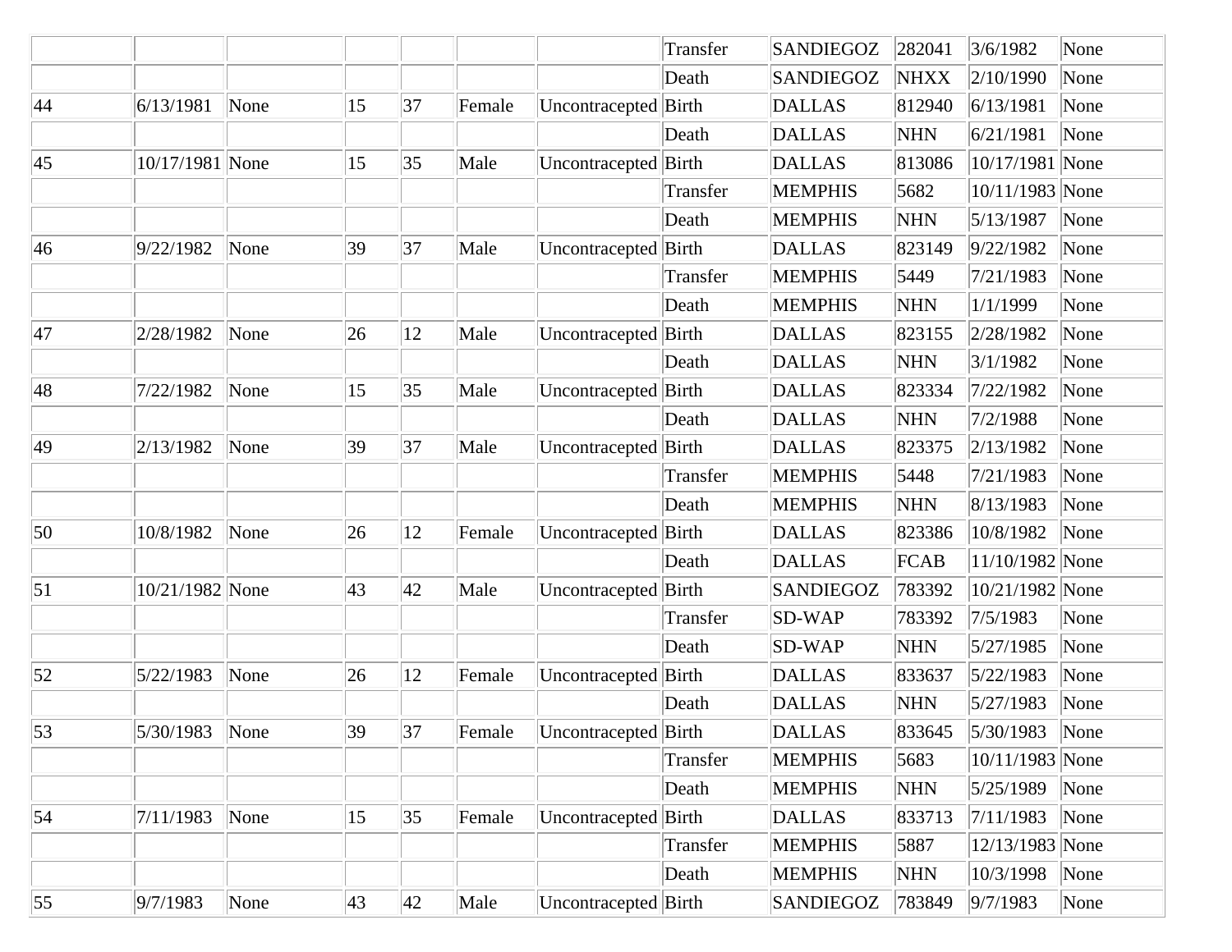| | | | | | | | | | | | |
|---|---|---|---|---|---|---|---|---|---|---|---|
| | | | | | | | Transfer | SANDIEGOZ | 282041 | 3/6/1982 | None |
| | | | | | | | Death | SANDIEGOZ | NHXX | 2/10/1990 | None |
| 44 | 6/13/1981 | None | 15 | 37 | Female | Uncontracepted | Birth | DALLAS | 812940 | 6/13/1981 | None |
| | | | | | | | Death | DALLAS | NHN | 6/21/1981 | None |
| 45 | 10/17/1981 | None | 15 | 35 | Male | Uncontracepted | Birth | DALLAS | 813086 | 10/17/1981 | None |
| | | | | | | | Transfer | MEMPHIS | 5682 | 10/11/1983 | None |
| | | | | | | | Death | MEMPHIS | NHN | 5/13/1987 | None |
| 46 | 9/22/1982 | None | 39 | 37 | Male | Uncontracepted | Birth | DALLAS | 823149 | 9/22/1982 | None |
| | | | | | | | Transfer | MEMPHIS | 5449 | 7/21/1983 | None |
| | | | | | | | Death | MEMPHIS | NHN | 1/1/1999 | None |
| 47 | 2/28/1982 | None | 26 | 12 | Male | Uncontracepted | Birth | DALLAS | 823155 | 2/28/1982 | None |
| | | | | | | | Death | DALLAS | NHN | 3/1/1982 | None |
| 48 | 7/22/1982 | None | 15 | 35 | Male | Uncontracepted | Birth | DALLAS | 823334 | 7/22/1982 | None |
| | | | | | | | Death | DALLAS | NHN | 7/2/1988 | None |
| 49 | 2/13/1982 | None | 39 | 37 | Male | Uncontracepted | Birth | DALLAS | 823375 | 2/13/1982 | None |
| | | | | | | | Transfer | MEMPHIS | 5448 | 7/21/1983 | None |
| | | | | | | | Death | MEMPHIS | NHN | 8/13/1983 | None |
| 50 | 10/8/1982 | None | 26 | 12 | Female | Uncontracepted | Birth | DALLAS | 823386 | 10/8/1982 | None |
| | | | | | | | Death | DALLAS | FCAB | 11/10/1982 | None |
| 51 | 10/21/1982 | None | 43 | 42 | Male | Uncontracepted | Birth | SANDIEGOZ | 783392 | 10/21/1982 | None |
| | | | | | | | Transfer | SD-WAP | 783392 | 7/5/1983 | None |
| | | | | | | | Death | SD-WAP | NHN | 5/27/1985 | None |
| 52 | 5/22/1983 | None | 26 | 12 | Female | Uncontracepted | Birth | DALLAS | 833637 | 5/22/1983 | None |
| | | | | | | | Death | DALLAS | NHN | 5/27/1983 | None |
| 53 | 5/30/1983 | None | 39 | 37 | Female | Uncontracepted | Birth | DALLAS | 833645 | 5/30/1983 | None |
| | | | | | | | Transfer | MEMPHIS | 5683 | 10/11/1983 | None |
| | | | | | | | Death | MEMPHIS | NHN | 5/25/1989 | None |
| 54 | 7/11/1983 | None | 15 | 35 | Female | Uncontracepted | Birth | DALLAS | 833713 | 7/11/1983 | None |
| | | | | | | | Transfer | MEMPHIS | 5887 | 12/13/1983 | None |
| | | | | | | | Death | MEMPHIS | NHN | 10/3/1998 | None |
| 55 | 9/7/1983 | None | 43 | 42 | Male | Uncontracepted | Birth | SANDIEGOZ | 783849 | 9/7/1983 | None |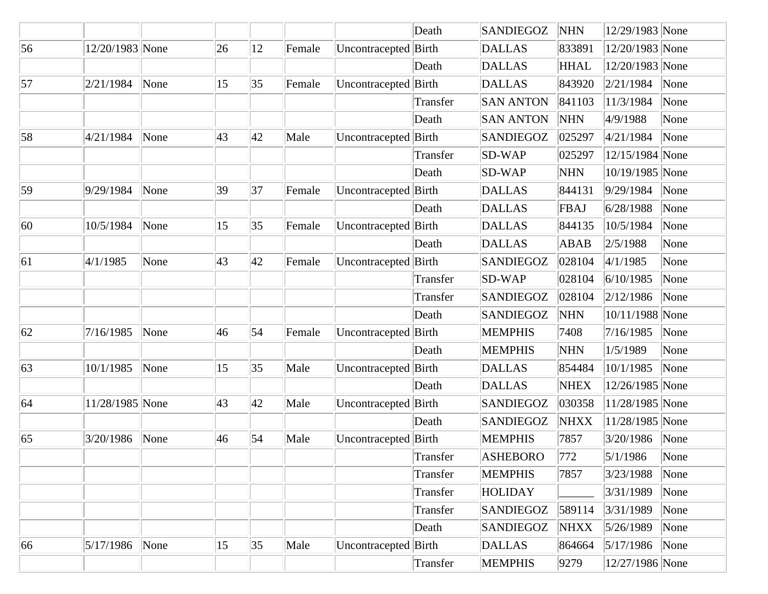|  |  |  |  |  |  |  |  |  |  |  |  |
|---|---|---|---|---|---|---|---|---|---|---|---|
|  |  |  |  |  |  |  | Death | SANDIEGOZ | NHN | 12/29/1983 | None |
| 56 | 12/20/1983 | None | 26 | 12 | Female | Uncontracepted | Birth | DALLAS | 833891 | 12/20/1983 | None |
|  |  |  |  |  |  |  | Death | DALLAS | HHAL | 12/20/1983 | None |
| 57 | 2/21/1984 | None | 15 | 35 | Female | Uncontracepted | Birth | DALLAS | 843920 | 2/21/1984 | None |
|  |  |  |  |  |  |  | Transfer | SAN ANTON | 841103 | 11/3/1984 | None |
|  |  |  |  |  |  |  | Death | SAN ANTON | NHN | 4/9/1988 | None |
| 58 | 4/21/1984 | None | 43 | 42 | Male | Uncontracepted | Birth | SANDIEGOZ | 025297 | 4/21/1984 | None |
|  |  |  |  |  |  |  | Transfer | SD-WAP | 025297 | 12/15/1984 | None |
|  |  |  |  |  |  |  | Death | SD-WAP | NHN | 10/19/1985 | None |
| 59 | 9/29/1984 | None | 39 | 37 | Female | Uncontracepted | Birth | DALLAS | 844131 | 9/29/1984 | None |
|  |  |  |  |  |  |  | Death | DALLAS | FBAJ | 6/28/1988 | None |
| 60 | 10/5/1984 | None | 15 | 35 | Female | Uncontracepted | Birth | DALLAS | 844135 | 10/5/1984 | None |
|  |  |  |  |  |  |  | Death | DALLAS | ABAB | 2/5/1988 | None |
| 61 | 4/1/1985 | None | 43 | 42 | Female | Uncontracepted | Birth | SANDIEGOZ | 028104 | 4/1/1985 | None |
|  |  |  |  |  |  |  | Transfer | SD-WAP | 028104 | 6/10/1985 | None |
|  |  |  |  |  |  |  | Transfer | SANDIEGOZ | 028104 | 2/12/1986 | None |
|  |  |  |  |  |  |  | Death | SANDIEGOZ | NHN | 10/11/1988 | None |
| 62 | 7/16/1985 | None | 46 | 54 | Female | Uncontracepted | Birth | MEMPHIS | 7408 | 7/16/1985 | None |
|  |  |  |  |  |  |  | Death | MEMPHIS | NHN | 1/5/1989 | None |
| 63 | 10/1/1985 | None | 15 | 35 | Male | Uncontracepted | Birth | DALLAS | 854484 | 10/1/1985 | None |
|  |  |  |  |  |  |  | Death | DALLAS | NHEX | 12/26/1985 | None |
| 64 | 11/28/1985 | None | 43 | 42 | Male | Uncontracepted | Birth | SANDIEGOZ | 030358 | 11/28/1985 | None |
|  |  |  |  |  |  |  | Death | SANDIEGOZ | NHXX | 11/28/1985 | None |
| 65 | 3/20/1986 | None | 46 | 54 | Male | Uncontracepted | Birth | MEMPHIS | 7857 | 3/20/1986 | None |
|  |  |  |  |  |  |  | Transfer | ASHEBORO | 772 | 5/1/1986 | None |
|  |  |  |  |  |  |  | Transfer | MEMPHIS | 7857 | 3/23/1988 | None |
|  |  |  |  |  |  |  | Transfer | HOLIDAY | ______ | 3/31/1989 | None |
|  |  |  |  |  |  |  | Transfer | SANDIEGOZ | 589114 | 3/31/1989 | None |
|  |  |  |  |  |  |  | Death | SANDIEGOZ | NHXX | 5/26/1989 | None |
| 66 | 5/17/1986 | None | 15 | 35 | Male | Uncontracepted | Birth | DALLAS | 864664 | 5/17/1986 | None |
|  |  |  |  |  |  |  | Transfer | MEMPHIS | 9279 | 12/27/1986 | None |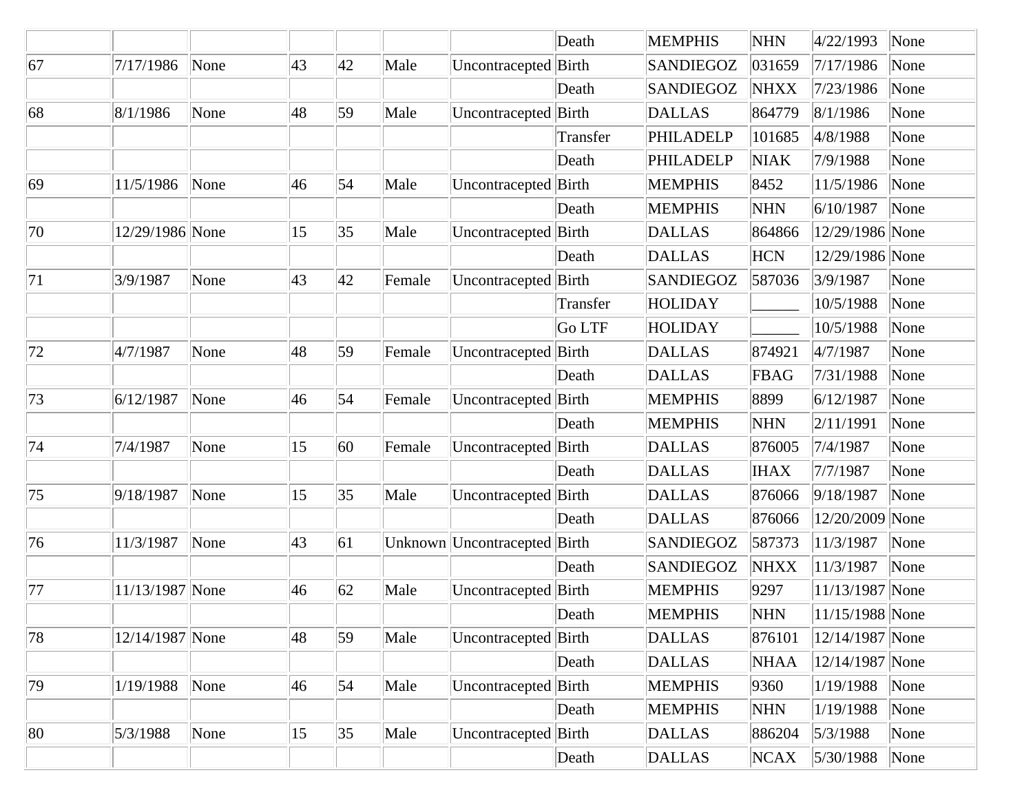| | | | | | | | | | | | |
|---|---|---|---|---|---|---|---|---|---|---|---|
| | | | | | | | Death | MEMPHIS | NHN | 4/22/1993 | None |
| 67 | 7/17/1986 | None | 43 | 42 | Male | Uncontracepted | Birth | SANDIEGOZ | 031659 | 7/17/1986 | None |
| | | | | | | | Death | SANDIEGOZ | NHXX | 7/23/1986 | None |
| 68 | 8/1/1986 | None | 48 | 59 | Male | Uncontracepted | Birth | DALLAS | 864779 | 8/1/1986 | None |
| | | | | | | | Transfer | PHILADELP | 101685 | 4/8/1988 | None |
| | | | | | | | Death | PHILADELP | NIAK | 7/9/1988 | None |
| 69 | 11/5/1986 | None | 46 | 54 | Male | Uncontracepted | Birth | MEMPHIS | 8452 | 11/5/1986 | None |
| | | | | | | | Death | MEMPHIS | NHN | 6/10/1987 | None |
| 70 | 12/29/1986 | None | 15 | 35 | Male | Uncontracepted | Birth | DALLAS | 864866 | 12/29/1986 | None |
| | | | | | | | Death | DALLAS | HCN | 12/29/1986 | None |
| 71 | 3/9/1987 | None | 43 | 42 | Female | Uncontracepted | Birth | SANDIEGOZ | 587036 | 3/9/1987 | None |
| | | | | | | | Transfer | HOLIDAY | ______ | 10/5/1988 | None |
| | | | | | | | Go LTF | HOLIDAY | ______ | 10/5/1988 | None |
| 72 | 4/7/1987 | None | 48 | 59 | Female | Uncontracepted | Birth | DALLAS | 874921 | 4/7/1987 | None |
| | | | | | | | Death | DALLAS | FBAG | 7/31/1988 | None |
| 73 | 6/12/1987 | None | 46 | 54 | Female | Uncontracepted | Birth | MEMPHIS | 8899 | 6/12/1987 | None |
| | | | | | | | Death | MEMPHIS | NHN | 2/11/1991 | None |
| 74 | 7/4/1987 | None | 15 | 60 | Female | Uncontracepted | Birth | DALLAS | 876005 | 7/4/1987 | None |
| | | | | | | | Death | DALLAS | IHAX | 7/7/1987 | None |
| 75 | 9/18/1987 | None | 15 | 35 | Male | Uncontracepted | Birth | DALLAS | 876066 | 9/18/1987 | None |
| | | | | | | | Death | DALLAS | 876066 | 12/20/2009 | None |
| 76 | 11/3/1987 | None | 43 | 61 | Unknown | Uncontracepted | Birth | SANDIEGOZ | 587373 | 11/3/1987 | None |
| | | | | | | | Death | SANDIEGOZ | NHXX | 11/3/1987 | None |
| 77 | 11/13/1987 | None | 46 | 62 | Male | Uncontracepted | Birth | MEMPHIS | 9297 | 11/13/1987 | None |
| | | | | | | | Death | MEMPHIS | NHN | 11/15/1988 | None |
| 78 | 12/14/1987 | None | 48 | 59 | Male | Uncontracepted | Birth | DALLAS | 876101 | 12/14/1987 | None |
| | | | | | | | Death | DALLAS | NHAA | 12/14/1987 | None |
| 79 | 1/19/1988 | None | 46 | 54 | Male | Uncontracepted | Birth | MEMPHIS | 9360 | 1/19/1988 | None |
| | | | | | | | Death | MEMPHIS | NHN | 1/19/1988 | None |
| 80 | 5/3/1988 | None | 15 | 35 | Male | Uncontracepted | Birth | DALLAS | 886204 | 5/3/1988 | None |
| | | | | | | | Death | DALLAS | NCAX | 5/30/1988 | None |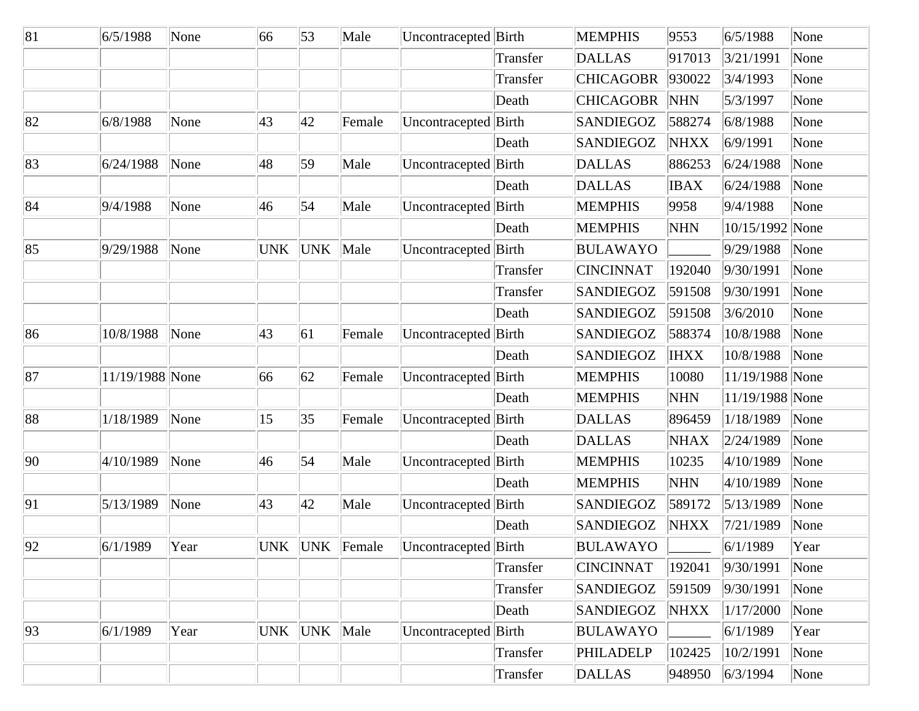| | | | | | | | | | | | |
|---|---|---|---|---|---|---|---|---|---|---|---|
| 81 | 6/5/1988 | None | 66 | 53 | Male | Uncontracepted | Birth | MEMPHIS | 9553 | 6/5/1988 | None |
| | | | | | | | Transfer | DALLAS | 917013 | 3/21/1991 | None |
| | | | | | | | Transfer | CHICAGOBR | 930022 | 3/4/1993 | None |
| | | | | | | | Death | CHICAGOBR | NHN | 5/3/1997 | None |
| 82 | 6/8/1988 | None | 43 | 42 | Female | Uncontracepted | Birth | SANDIEGOZ | 588274 | 6/8/1988 | None |
| | | | | | | | Death | SANDIEGOZ | NHXX | 6/9/1991 | None |
| 83 | 6/24/1988 | None | 48 | 59 | Male | Uncontracepted | Birth | DALLAS | 886253 | 6/24/1988 | None |
| | | | | | | | Death | DALLAS | IBAX | 6/24/1988 | None |
| 84 | 9/4/1988 | None | 46 | 54 | Male | Uncontracepted | Birth | MEMPHIS | 9958 | 9/4/1988 | None |
| | | | | | | | Death | MEMPHIS | NHN | 10/15/1992 | None |
| 85 | 9/29/1988 | None | UNK | UNK | Male | Uncontracepted | Birth | BULAWAYO | ______ | 9/29/1988 | None |
| | | | | | | | Transfer | CINCINNAT | 192040 | 9/30/1991 | None |
| | | | | | | | Transfer | SANDIEGOZ | 591508 | 9/30/1991 | None |
| | | | | | | | Death | SANDIEGOZ | 591508 | 3/6/2010 | None |
| 86 | 10/8/1988 | None | 43 | 61 | Female | Uncontracepted | Birth | SANDIEGOZ | 588374 | 10/8/1988 | None |
| | | | | | | | Death | SANDIEGOZ | IHXX | 10/8/1988 | None |
| 87 | 11/19/1988 | None | 66 | 62 | Female | Uncontracepted | Birth | MEMPHIS | 10080 | 11/19/1988 | None |
| | | | | | | | Death | MEMPHIS | NHN | 11/19/1988 | None |
| 88 | 1/18/1989 | None | 15 | 35 | Female | Uncontracepted | Birth | DALLAS | 896459 | 1/18/1989 | None |
| | | | | | | | Death | DALLAS | NHAX | 2/24/1989 | None |
| 90 | 4/10/1989 | None | 46 | 54 | Male | Uncontracepted | Birth | MEMPHIS | 10235 | 4/10/1989 | None |
| | | | | | | | Death | MEMPHIS | NHN | 4/10/1989 | None |
| 91 | 5/13/1989 | None | 43 | 42 | Male | Uncontracepted | Birth | SANDIEGOZ | 589172 | 5/13/1989 | None |
| | | | | | | | Death | SANDIEGOZ | NHXX | 7/21/1989 | None |
| 92 | 6/1/1989 | Year | UNK | UNK | Female | Uncontracepted | Birth | BULAWAYO | ______ | 6/1/1989 | Year |
| | | | | | | | Transfer | CINCINNAT | 192041 | 9/30/1991 | None |
| | | | | | | | Transfer | SANDIEGOZ | 591509 | 9/30/1991 | None |
| | | | | | | | Death | SANDIEGOZ | NHXX | 1/17/2000 | None |
| 93 | 6/1/1989 | Year | UNK | UNK | Male | Uncontracepted | Birth | BULAWAYO | ______ | 6/1/1989 | Year |
| | | | | | | | Transfer | PHILADELP | 102425 | 10/2/1991 | None |
| | | | | | | | Transfer | DALLAS | 948950 | 6/3/1994 | None |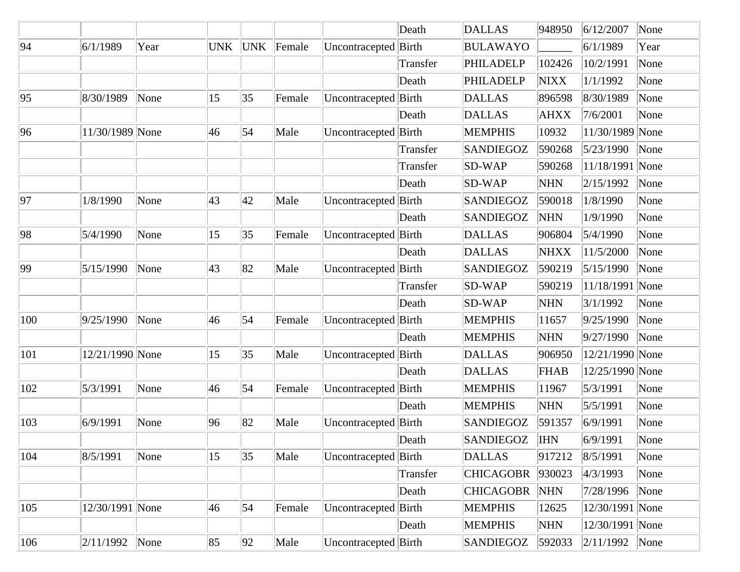| | | | | | | | | | | | |
|---|---|---|---|---|---|---|---|---|---|---|---|
| | | | | | | | Death | DALLAS | 948950 | 6/12/2007 | None |
| 94 | 6/1/1989 | Year | UNK | UNK | Female | Uncontracepted | Birth | BULAWAYO | ______ | 6/1/1989 | Year |
| | | | | | | | Transfer | PHILADELP | 102426 | 10/2/1991 | None |
| | | | | | | | Death | PHILADELP | NIXX | 1/1/1992 | None |
| 95 | 8/30/1989 | None | 15 | 35 | Female | Uncontracepted | Birth | DALLAS | 896598 | 8/30/1989 | None |
| | | | | | | | Death | DALLAS | AHXX | 7/6/2001 | None |
| 96 | 11/30/1989 | None | 46 | 54 | Male | Uncontracepted | Birth | MEMPHIS | 10932 | 11/30/1989 | None |
| | | | | | | | Transfer | SANDIEGOZ | 590268 | 5/23/1990 | None |
| | | | | | | | Transfer | SD-WAP | 590268 | 11/18/1991 | None |
| | | | | | | | Death | SD-WAP | NHN | 2/15/1992 | None |
| 97 | 1/8/1990 | None | 43 | 42 | Male | Uncontracepted | Birth | SANDIEGOZ | 590018 | 1/8/1990 | None |
| | | | | | | | Death | SANDIEGOZ | NHN | 1/9/1990 | None |
| 98 | 5/4/1990 | None | 15 | 35 | Female | Uncontracepted | Birth | DALLAS | 906804 | 5/4/1990 | None |
| | | | | | | | Death | DALLAS | NHXX | 11/5/2000 | None |
| 99 | 5/15/1990 | None | 43 | 82 | Male | Uncontracepted | Birth | SANDIEGOZ | 590219 | 5/15/1990 | None |
| | | | | | | | Transfer | SD-WAP | 590219 | 11/18/1991 | None |
| | | | | | | | Death | SD-WAP | NHN | 3/1/1992 | None |
| 100 | 9/25/1990 | None | 46 | 54 | Female | Uncontracepted | Birth | MEMPHIS | 11657 | 9/25/1990 | None |
| | | | | | | | Death | MEMPHIS | NHN | 9/27/1990 | None |
| 101 | 12/21/1990 | None | 15 | 35 | Male | Uncontracepted | Birth | DALLAS | 906950 | 12/21/1990 | None |
| | | | | | | | Death | DALLAS | FHAB | 12/25/1990 | None |
| 102 | 5/3/1991 | None | 46 | 54 | Female | Uncontracepted | Birth | MEMPHIS | 11967 | 5/3/1991 | None |
| | | | | | | | Death | MEMPHIS | NHN | 5/5/1991 | None |
| 103 | 6/9/1991 | None | 96 | 82 | Male | Uncontracepted | Birth | SANDIEGOZ | 591357 | 6/9/1991 | None |
| | | | | | | | Death | SANDIEGOZ | IHN | 6/9/1991 | None |
| 104 | 8/5/1991 | None | 15 | 35 | Male | Uncontracepted | Birth | DALLAS | 917212 | 8/5/1991 | None |
| | | | | | | | Transfer | CHICAGOBR | 930023 | 4/3/1993 | None |
| | | | | | | | Death | CHICAGOBR | NHN | 7/28/1996 | None |
| 105 | 12/30/1991 | None | 46 | 54 | Female | Uncontracepted | Birth | MEMPHIS | 12625 | 12/30/1991 | None |
| | | | | | | | Death | MEMPHIS | NHN | 12/30/1991 | None |
| 106 | 2/11/1992 | None | 85 | 92 | Male | Uncontracepted | Birth | SANDIEGOZ | 592033 | 2/11/1992 | None |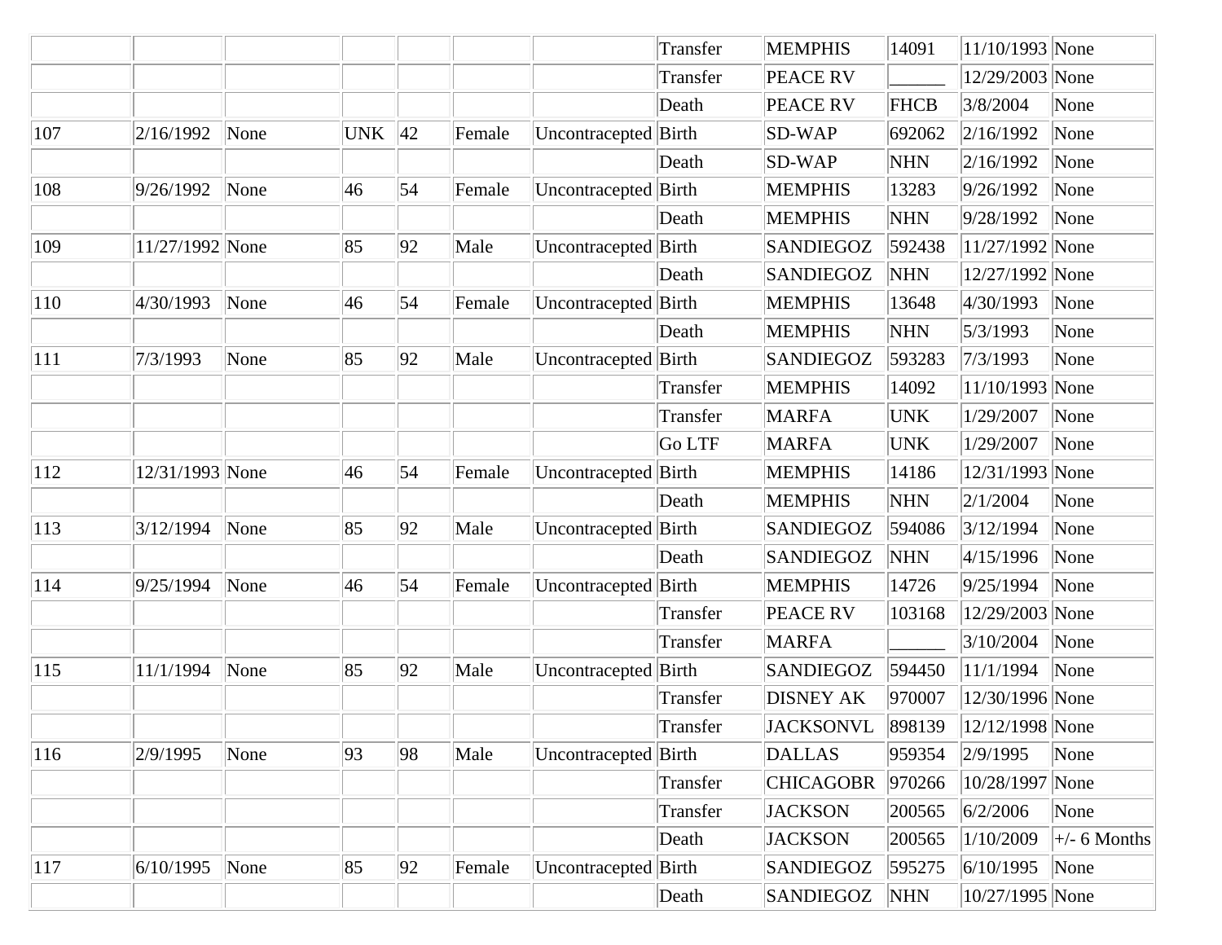| | | | | | | | | | | | |
|---|---|---|---|---|---|---|---|---|---|---|---|
| | | | | | | | Transfer | MEMPHIS | 14091 | 11/10/1993 | None |
| | | | | | | | Transfer | PEACE RV | ______ | 12/29/2003 | None |
| | | | | | | | Death | PEACE RV | FHCB | 3/8/2004 | None |
| 107 | 2/16/1992 | None | UNK | 42 | Female | Uncontracepted | Birth | SD-WAP | 692062 | 2/16/1992 | None |
| | | | | | | | Death | SD-WAP | NHN | 2/16/1992 | None |
| 108 | 9/26/1992 | None | 46 | 54 | Female | Uncontracepted | Birth | MEMPHIS | 13283 | 9/26/1992 | None |
| | | | | | | | Death | MEMPHIS | NHN | 9/28/1992 | None |
| 109 | 11/27/1992 | None | 85 | 92 | Male | Uncontracepted | Birth | SANDIEGOZ | 592438 | 11/27/1992 | None |
| | | | | | | | Death | SANDIEGOZ | NHN | 12/27/1992 | None |
| 110 | 4/30/1993 | None | 46 | 54 | Female | Uncontracepted | Birth | MEMPHIS | 13648 | 4/30/1993 | None |
| | | | | | | | Death | MEMPHIS | NHN | 5/3/1993 | None |
| 111 | 7/3/1993 | None | 85 | 92 | Male | Uncontracepted | Birth | SANDIEGOZ | 593283 | 7/3/1993 | None |
| | | | | | | | Transfer | MEMPHIS | 14092 | 11/10/1993 | None |
| | | | | | | | Transfer | MARFA | UNK | 1/29/2007 | None |
| | | | | | | | Go LTF | MARFA | UNK | 1/29/2007 | None |
| 112 | 12/31/1993 | None | 46 | 54 | Female | Uncontracepted | Birth | MEMPHIS | 14186 | 12/31/1993 | None |
| | | | | | | | Death | MEMPHIS | NHN | 2/1/2004 | None |
| 113 | 3/12/1994 | None | 85 | 92 | Male | Uncontracepted | Birth | SANDIEGOZ | 594086 | 3/12/1994 | None |
| | | | | | | | Death | SANDIEGOZ | NHN | 4/15/1996 | None |
| 114 | 9/25/1994 | None | 46 | 54 | Female | Uncontracepted | Birth | MEMPHIS | 14726 | 9/25/1994 | None |
| | | | | | | | Transfer | PEACE RV | 103168 | 12/29/2003 | None |
| | | | | | | | Transfer | MARFA | ______ | 3/10/2004 | None |
| 115 | 11/1/1994 | None | 85 | 92 | Male | Uncontracepted | Birth | SANDIEGOZ | 594450 | 11/1/1994 | None |
| | | | | | | | Transfer | DISNEY AK | 970007 | 12/30/1996 | None |
| | | | | | | | Transfer | JACKSONVL | 898139 | 12/12/1998 | None |
| 116 | 2/9/1995 | None | 93 | 98 | Male | Uncontracepted | Birth | DALLAS | 959354 | 2/9/1995 | None |
| | | | | | | | Transfer | CHICAGOBR | 970266 | 10/28/1997 | None |
| | | | | | | | Transfer | JACKSON | 200565 | 6/2/2006 | None |
| | | | | | | | Death | JACKSON | 200565 | 1/10/2009 | +/- 6 Months |
| 117 | 6/10/1995 | None | 85 | 92 | Female | Uncontracepted | Birth | SANDIEGOZ | 595275 | 6/10/1995 | None |
| | | | | | | | Death | SANDIEGOZ | NHN | 10/27/1995 | None |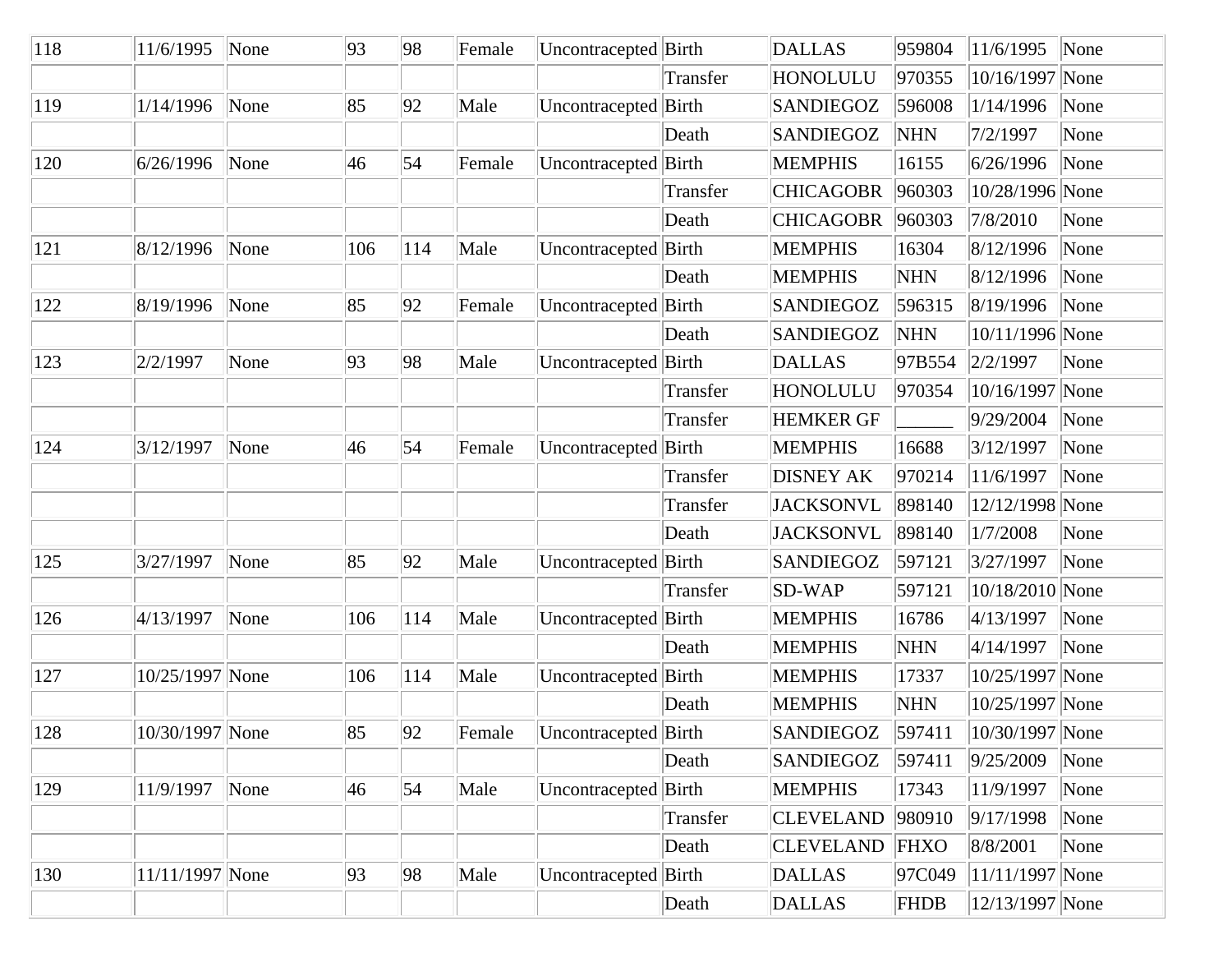| | | | | | | | | | | | |
|---|---|---|---|---|---|---|---|---|---|---|---|
| 118 | 11/6/1995 | None | 93 | 98 | Female | Uncontracepted | Birth | DALLAS | 959804 | 11/6/1995 | None |
| | | | | | | | Transfer | HONOLULU | 970355 | 10/16/1997 | None |
| 119 | 1/14/1996 | None | 85 | 92 | Male | Uncontracepted | Birth | SANDIEGOZ | 596008 | 1/14/1996 | None |
| | | | | | | | Death | SANDIEGOZ | NHN | 7/2/1997 | None |
| 120 | 6/26/1996 | None | 46 | 54 | Female | Uncontracepted | Birth | MEMPHIS | 16155 | 6/26/1996 | None |
| | | | | | | | Transfer | CHICAGOBR | 960303 | 10/28/1996 | None |
| | | | | | | | Death | CHICAGOBR | 960303 | 7/8/2010 | None |
| 121 | 8/12/1996 | None | 106 | 114 | Male | Uncontracepted | Birth | MEMPHIS | 16304 | 8/12/1996 | None |
| | | | | | | | Death | MEMPHIS | NHN | 8/12/1996 | None |
| 122 | 8/19/1996 | None | 85 | 92 | Female | Uncontracepted | Birth | SANDIEGOZ | 596315 | 8/19/1996 | None |
| | | | | | | | Death | SANDIEGOZ | NHN | 10/11/1996 | None |
| 123 | 2/2/1997 | None | 93 | 98 | Male | Uncontracepted | Birth | DALLAS | 97B554 | 2/2/1997 | None |
| | | | | | | | Transfer | HONOLULU | 970354 | 10/16/1997 | None |
| | | | | | | | Transfer | HEMKER GF | ______ | 9/29/2004 | None |
| 124 | 3/12/1997 | None | 46 | 54 | Female | Uncontracepted | Birth | MEMPHIS | 16688 | 3/12/1997 | None |
| | | | | | | | Transfer | DISNEY AK | 970214 | 11/6/1997 | None |
| | | | | | | | Transfer | JACKSONVL | 898140 | 12/12/1998 | None |
| | | | | | | | Death | JACKSONVL | 898140 | 1/7/2008 | None |
| 125 | 3/27/1997 | None | 85 | 92 | Male | Uncontracepted | Birth | SANDIEGOZ | 597121 | 3/27/1997 | None |
| | | | | | | | Transfer | SD-WAP | 597121 | 10/18/2010 | None |
| 126 | 4/13/1997 | None | 106 | 114 | Male | Uncontracepted | Birth | MEMPHIS | 16786 | 4/13/1997 | None |
| | | | | | | | Death | MEMPHIS | NHN | 4/14/1997 | None |
| 127 | 10/25/1997 | None | 106 | 114 | Male | Uncontracepted | Birth | MEMPHIS | 17337 | 10/25/1997 | None |
| | | | | | | | Death | MEMPHIS | NHN | 10/25/1997 | None |
| 128 | 10/30/1997 | None | 85 | 92 | Female | Uncontracepted | Birth | SANDIEGOZ | 597411 | 10/30/1997 | None |
| | | | | | | | Death | SANDIEGOZ | 597411 | 9/25/2009 | None |
| 129 | 11/9/1997 | None | 46 | 54 | Male | Uncontracepted | Birth | MEMPHIS | 17343 | 11/9/1997 | None |
| | | | | | | | Transfer | CLEVELAND | 980910 | 9/17/1998 | None |
| | | | | | | | Death | CLEVELAND | FHXO | 8/8/2001 | None |
| 130 | 11/11/1997 | None | 93 | 98 | Male | Uncontracepted | Birth | DALLAS | 97C049 | 11/11/1997 | None |
| | | | | | | | Death | DALLAS | FHDB | 12/13/1997 | None |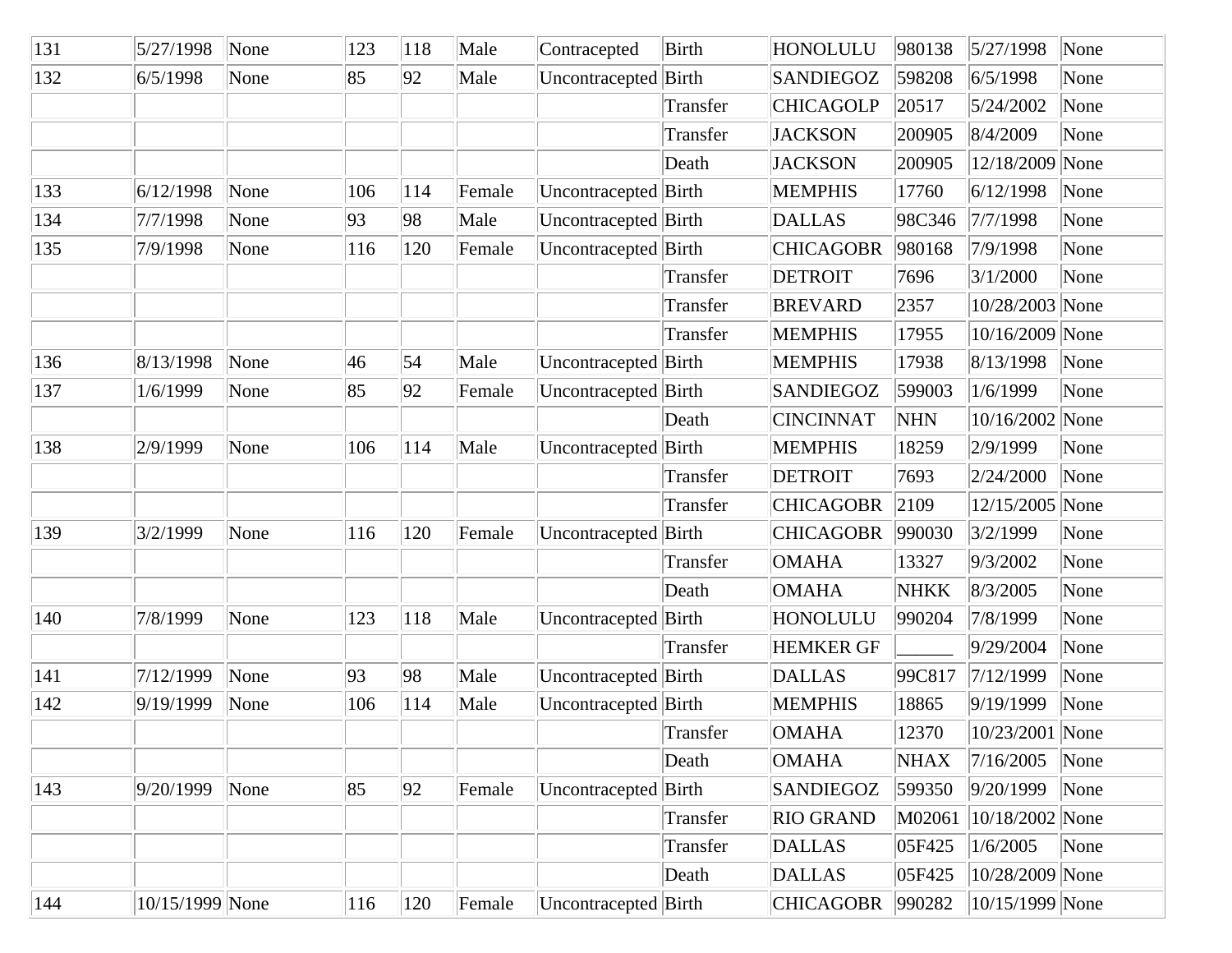| 131 | 5/27/1998 | None | 123 | 118 | Male | Contracepted | Birth | HONOLULU | 980138 | 5/27/1998 | None |
|---|---|---|---|---|---|---|---|---|---|---|---|
| 132 | 6/5/1998 | None | 85 | 92 | Male | Uncontracepted | Birth | SANDIEGOZ | 598208 | 6/5/1998 | None |
| | | | | | | | Transfer | CHICAGOLP | 20517 | 5/24/2002 | None |
| | | | | | | | Transfer | JACKSON | 200905 | 8/4/2009 | None |
| | | | | | | | Death | JACKSON | 200905 | 12/18/2009 | None |
| 133 | 6/12/1998 | None | 106 | 114 | Female | Uncontracepted | Birth | MEMPHIS | 17760 | 6/12/1998 | None |
| 134 | 7/7/1998 | None | 93 | 98 | Male | Uncontracepted | Birth | DALLAS | 98C346 | 7/7/1998 | None |
| 135 | 7/9/1998 | None | 116 | 120 | Female | Uncontracepted | Birth | CHICAGOBR | 980168 | 7/9/1998 | None |
| | | | | | | | Transfer | DETROIT | 7696 | 3/1/2000 | None |
| | | | | | | | Transfer | BREVARD | 2357 | 10/28/2003 | None |
| | | | | | | | Transfer | MEMPHIS | 17955 | 10/16/2009 | None |
| 136 | 8/13/1998 | None | 46 | 54 | Male | Uncontracepted | Birth | MEMPHIS | 17938 | 8/13/1998 | None |
| 137 | 1/6/1999 | None | 85 | 92 | Female | Uncontracepted | Birth | SANDIEGOZ | 599003 | 1/6/1999 | None |
| | | | | | | | Death | CINCINNAT | NHN | 10/16/2002 | None |
| 138 | 2/9/1999 | None | 106 | 114 | Male | Uncontracepted | Birth | MEMPHIS | 18259 | 2/9/1999 | None |
| | | | | | | | Transfer | DETROIT | 7693 | 2/24/2000 | None |
| | | | | | | | Transfer | CHICAGOBR | 2109 | 12/15/2005 | None |
| 139 | 3/2/1999 | None | 116 | 120 | Female | Uncontracepted | Birth | CHICAGOBR | 990030 | 3/2/1999 | None |
| | | | | | | | Transfer | OMAHA | 13327 | 9/3/2002 | None |
| | | | | | | | Death | OMAHA | NHKK | 8/3/2005 | None |
| 140 | 7/8/1999 | None | 123 | 118 | Male | Uncontracepted | Birth | HONOLULU | 990204 | 7/8/1999 | None |
| | | | | | | | Transfer | HEMKER GF | ______ | 9/29/2004 | None |
| 141 | 7/12/1999 | None | 93 | 98 | Male | Uncontracepted | Birth | DALLAS | 99C817 | 7/12/1999 | None |
| 142 | 9/19/1999 | None | 106 | 114 | Male | Uncontracepted | Birth | MEMPHIS | 18865 | 9/19/1999 | None |
| | | | | | | | Transfer | OMAHA | 12370 | 10/23/2001 | None |
| | | | | | | | Death | OMAHA | NHAX | 7/16/2005 | None |
| 143 | 9/20/1999 | None | 85 | 92 | Female | Uncontracepted | Birth | SANDIEGOZ | 599350 | 9/20/1999 | None |
| | | | | | | | Transfer | RIO GRAND | M02061 | 10/18/2002 | None |
| | | | | | | | Transfer | DALLAS | 05F425 | 1/6/2005 | None |
| | | | | | | | Death | DALLAS | 05F425 | 10/28/2009 | None |
| 144 | 10/15/1999 | None | 116 | 120 | Female | Uncontracepted | Birth | CHICAGOBR | 990282 | 10/15/1999 | None |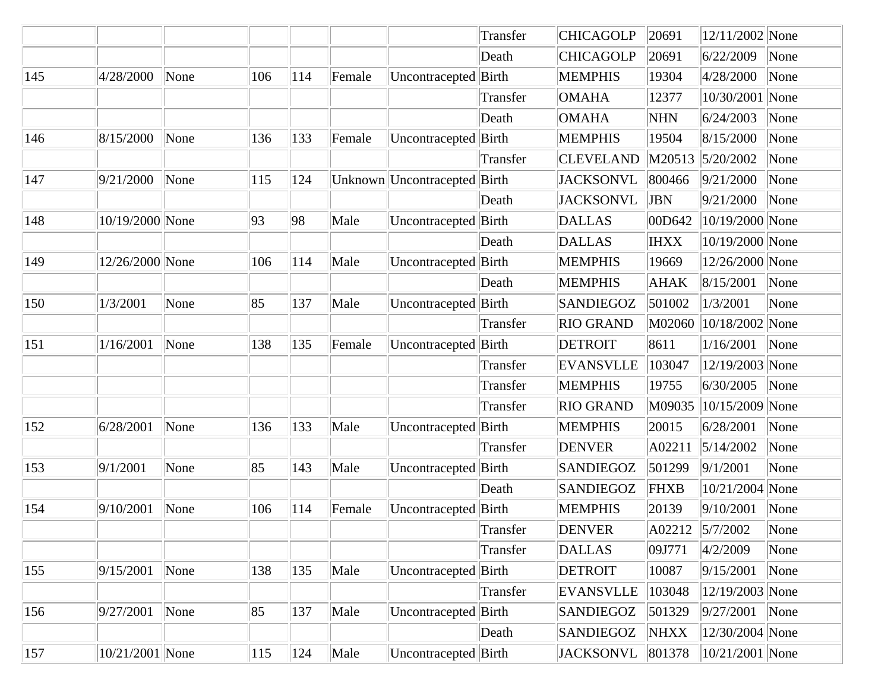|  |  |  |  |  |  |  |  |  |  |  |  |
|---|---|---|---|---|---|---|---|---|---|---|---|
|  |  |  |  |  |  |  | Transfer | CHICAGOLP | 20691 | 12/11/2002 | None |
|  |  |  |  |  |  |  | Death | CHICAGOLP | 20691 | 6/22/2009 | None |
| 145 | 4/28/2000 | None | 106 | 114 | Female | Uncontracepted | Birth | MEMPHIS | 19304 | 4/28/2000 | None |
|  |  |  |  |  |  |  | Transfer | OMAHA | 12377 | 10/30/2001 | None |
|  |  |  |  |  |  |  | Death | OMAHA | NHN | 6/24/2003 | None |
| 146 | 8/15/2000 | None | 136 | 133 | Female | Uncontracepted | Birth | MEMPHIS | 19504 | 8/15/2000 | None |
|  |  |  |  |  |  |  | Transfer | CLEVELAND | M20513 | 5/20/2002 | None |
| 147 | 9/21/2000 | None | 115 | 124 | Unknown | Uncontracepted | Birth | JACKSONVL | 800466 | 9/21/2000 | None |
|  |  |  |  |  |  |  | Death | JACKSONVL | JBN | 9/21/2000 | None |
| 148 | 10/19/2000 | None | 93 | 98 | Male | Uncontracepted | Birth | DALLAS | 00D642 | 10/19/2000 | None |
|  |  |  |  |  |  |  | Death | DALLAS | IHXX | 10/19/2000 | None |
| 149 | 12/26/2000 | None | 106 | 114 | Male | Uncontracepted | Birth | MEMPHIS | 19669 | 12/26/2000 | None |
|  |  |  |  |  |  |  | Death | MEMPHIS | AHAK | 8/15/2001 | None |
| 150 | 1/3/2001 | None | 85 | 137 | Male | Uncontracepted | Birth | SANDIEGOZ | 501002 | 1/3/2001 | None |
|  |  |  |  |  |  |  | Transfer | RIO GRAND | M02060 | 10/18/2002 | None |
| 151 | 1/16/2001 | None | 138 | 135 | Female | Uncontracepted | Birth | DETROIT | 8611 | 1/16/2001 | None |
|  |  |  |  |  |  |  | Transfer | EVANSVLLE | 103047 | 12/19/2003 | None |
|  |  |  |  |  |  |  | Transfer | MEMPHIS | 19755 | 6/30/2005 | None |
|  |  |  |  |  |  |  | Transfer | RIO GRAND | M09035 | 10/15/2009 | None |
| 152 | 6/28/2001 | None | 136 | 133 | Male | Uncontracepted | Birth | MEMPHIS | 20015 | 6/28/2001 | None |
|  |  |  |  |  |  |  | Transfer | DENVER | A02211 | 5/14/2002 | None |
| 153 | 9/1/2001 | None | 85 | 143 | Male | Uncontracepted | Birth | SANDIEGOZ | 501299 | 9/1/2001 | None |
|  |  |  |  |  |  |  | Death | SANDIEGOZ | FHXB | 10/21/2004 | None |
| 154 | 9/10/2001 | None | 106 | 114 | Female | Uncontracepted | Birth | MEMPHIS | 20139 | 9/10/2001 | None |
|  |  |  |  |  |  |  | Transfer | DENVER | A02212 | 5/7/2002 | None |
|  |  |  |  |  |  |  | Transfer | DALLAS | 09J771 | 4/2/2009 | None |
| 155 | 9/15/2001 | None | 138 | 135 | Male | Uncontracepted | Birth | DETROIT | 10087 | 9/15/2001 | None |
|  |  |  |  |  |  |  | Transfer | EVANSVLLE | 103048 | 12/19/2003 | None |
| 156 | 9/27/2001 | None | 85 | 137 | Male | Uncontracepted | Birth | SANDIEGOZ | 501329 | 9/27/2001 | None |
|  |  |  |  |  |  |  | Death | SANDIEGOZ | NHXX | 12/30/2004 | None |
| 157 | 10/21/2001 | None | 115 | 124 | Male | Uncontracepted | Birth | JACKSONVL | 801378 | 10/21/2001 | None |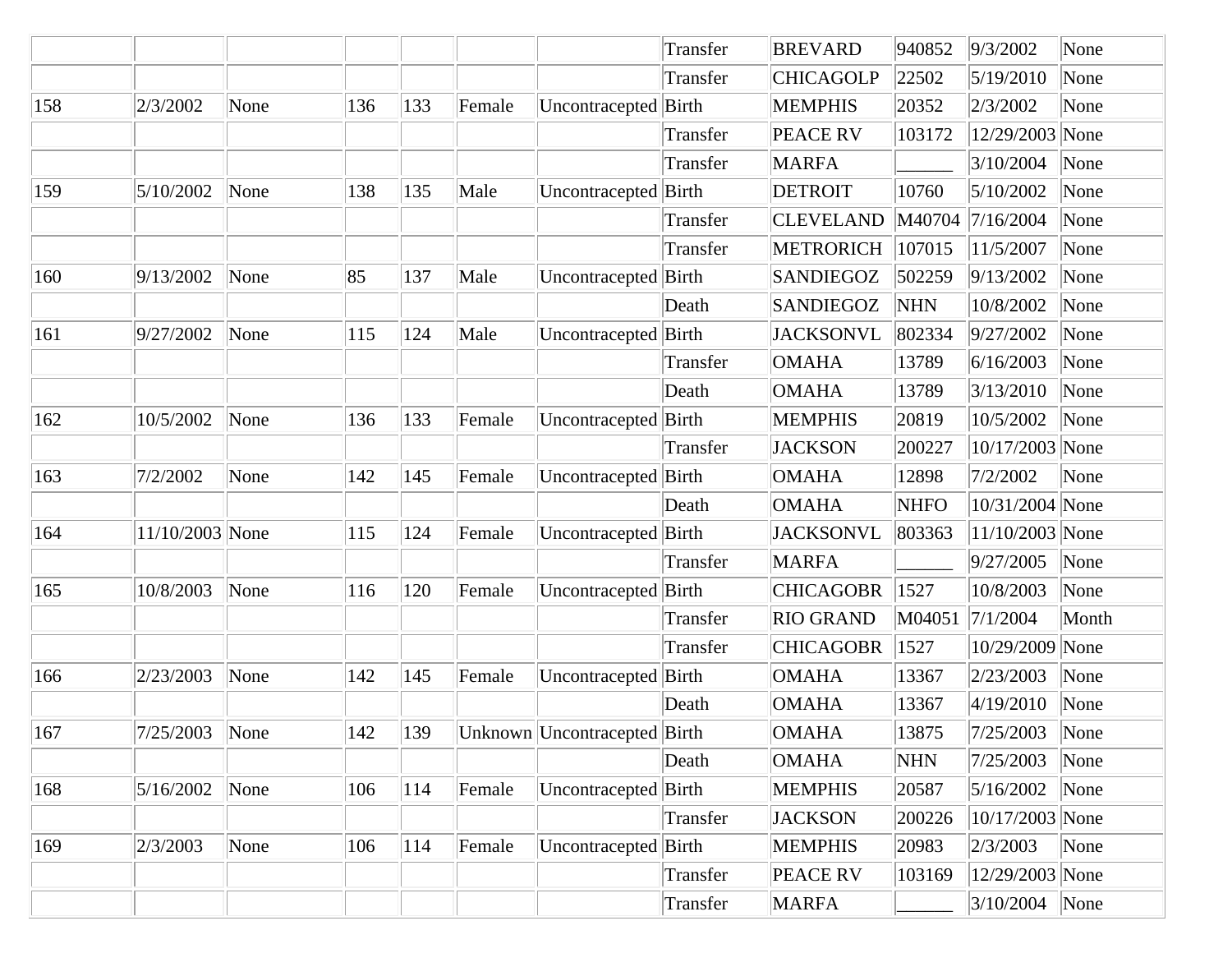| | | | | | | | | | | | |
|---|---|---|---|---|---|---|---|---|---|---|---|
| | | | | | | | Transfer | BREVARD | 940852 | 9/3/2002 | None |
| | | | | | | | Transfer | CHICAGOLP | 22502 | 5/19/2010 | None |
| 158 | 2/3/2002 | None | 136 | 133 | Female | Uncontracepted | Birth | MEMPHIS | 20352 | 2/3/2002 | None |
| | | | | | | | Transfer | PEACE RV | 103172 | 12/29/2003 | None |
| | | | | | | | Transfer | MARFA | ______ | 3/10/2004 | None |
| 159 | 5/10/2002 | None | 138 | 135 | Male | Uncontracepted | Birth | DETROIT | 10760 | 5/10/2002 | None |
| | | | | | | | Transfer | CLEVELAND | M40704 | 7/16/2004 | None |
| | | | | | | | Transfer | METRORICH | 107015 | 11/5/2007 | None |
| 160 | 9/13/2002 | None | 85 | 137 | Male | Uncontracepted | Birth | SANDIEGOZ | 502259 | 9/13/2002 | None |
| | | | | | | | Death | SANDIEGOZ | NHN | 10/8/2002 | None |
| 161 | 9/27/2002 | None | 115 | 124 | Male | Uncontracepted | Birth | JACKSONVL | 802334 | 9/27/2002 | None |
| | | | | | | | Transfer | OMAHA | 13789 | 6/16/2003 | None |
| | | | | | | | Death | OMAHA | 13789 | 3/13/2010 | None |
| 162 | 10/5/2002 | None | 136 | 133 | Female | Uncontracepted | Birth | MEMPHIS | 20819 | 10/5/2002 | None |
| | | | | | | | Transfer | JACKSON | 200227 | 10/17/2003 | None |
| 163 | 7/2/2002 | None | 142 | 145 | Female | Uncontracepted | Birth | OMAHA | 12898 | 7/2/2002 | None |
| | | | | | | | Death | OMAHA | NHFO | 10/31/2004 | None |
| 164 | 11/10/2003 | None | 115 | 124 | Female | Uncontracepted | Birth | JACKSONVL | 803363 | 11/10/2003 | None |
| | | | | | | | Transfer | MARFA | ______ | 9/27/2005 | None |
| 165 | 10/8/2003 | None | 116 | 120 | Female | Uncontracepted | Birth | CHICAGOBR | 1527 | 10/8/2003 | None |
| | | | | | | | Transfer | RIO GRAND | M04051 | 7/1/2004 | Month |
| | | | | | | | Transfer | CHICAGOBR | 1527 | 10/29/2009 | None |
| 166 | 2/23/2003 | None | 142 | 145 | Female | Uncontracepted | Birth | OMAHA | 13367 | 2/23/2003 | None |
| | | | | | | | Death | OMAHA | 13367 | 4/19/2010 | None |
| 167 | 7/25/2003 | None | 142 | 139 | Unknown | Uncontracepted | Birth | OMAHA | 13875 | 7/25/2003 | None |
| | | | | | | | Death | OMAHA | NHN | 7/25/2003 | None |
| 168 | 5/16/2002 | None | 106 | 114 | Female | Uncontracepted | Birth | MEMPHIS | 20587 | 5/16/2002 | None |
| | | | | | | | Transfer | JACKSON | 200226 | 10/17/2003 | None |
| 169 | 2/3/2003 | None | 106 | 114 | Female | Uncontracepted | Birth | MEMPHIS | 20983 | 2/3/2003 | None |
| | | | | | | | Transfer | PEACE RV | 103169 | 12/29/2003 | None |
| | | | | | | | Transfer | MARFA | ______ | 3/10/2004 | None |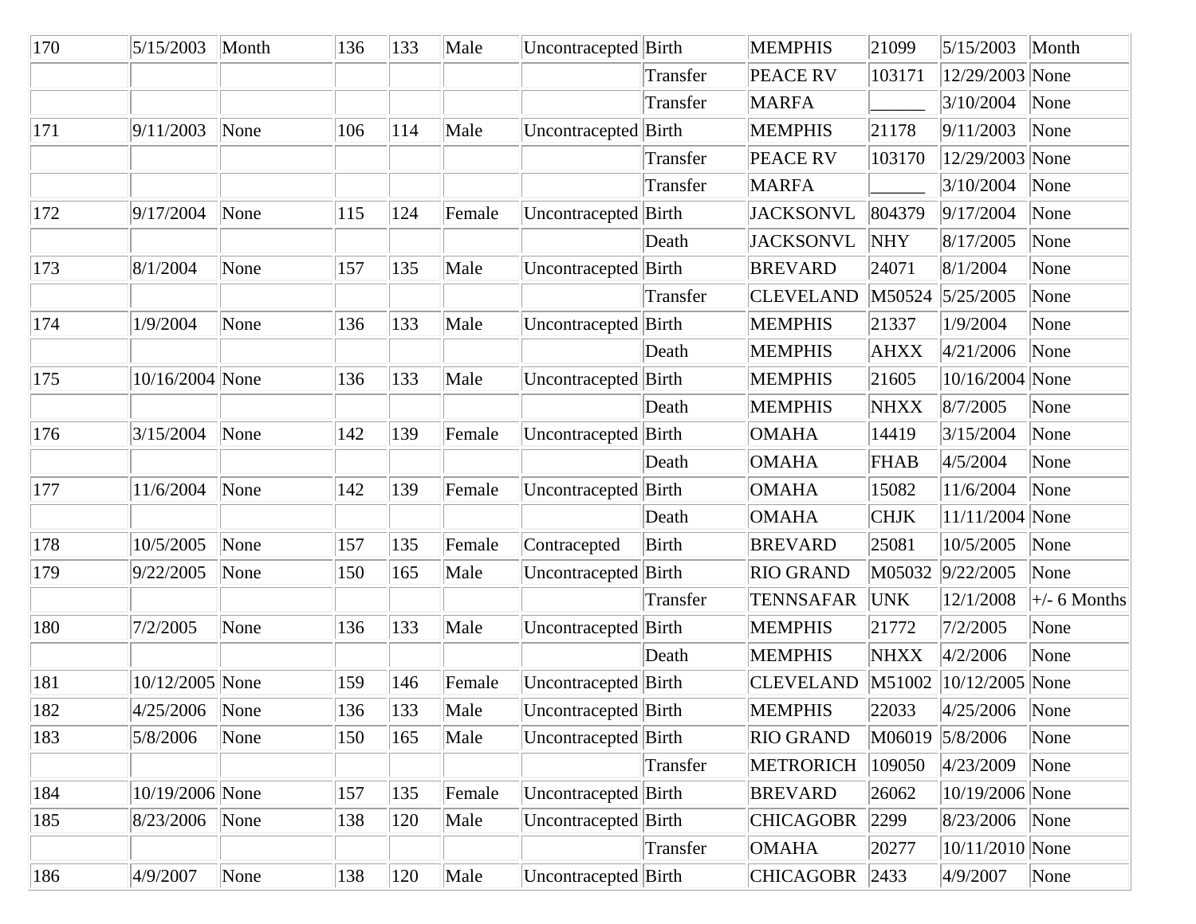| | | | | | | | | | | | |
|---|---|---|---|---|---|---|---|---|---|---|---|
| 170 | 5/15/2003 | Month | 136 | 133 | Male | Uncontracepted | Birth | MEMPHIS | 21099 | 5/15/2003 | Month |
| | | | | | | | Transfer | PEACE RV | 103171 | 12/29/2003 | None |
| | | | | | | | Transfer | MARFA | ______ | 3/10/2004 | None |
| 171 | 9/11/2003 | None | 106 | 114 | Male | Uncontracepted | Birth | MEMPHIS | 21178 | 9/11/2003 | None |
| | | | | | | | Transfer | PEACE RV | 103170 | 12/29/2003 | None |
| | | | | | | | Transfer | MARFA | ______ | 3/10/2004 | None |
| 172 | 9/17/2004 | None | 115 | 124 | Female | Uncontracepted | Birth | JACKSONVL | 804379 | 9/17/2004 | None |
| | | | | | | | Death | JACKSONVL | NHY | 8/17/2005 | None |
| 173 | 8/1/2004 | None | 157 | 135 | Male | Uncontracepted | Birth | BREVARD | 24071 | 8/1/2004 | None |
| | | | | | | | Transfer | CLEVELAND | M50524 | 5/25/2005 | None |
| 174 | 1/9/2004 | None | 136 | 133 | Male | Uncontracepted | Birth | MEMPHIS | 21337 | 1/9/2004 | None |
| | | | | | | | Death | MEMPHIS | AHXX | 4/21/2006 | None |
| 175 | 10/16/2004 | None | 136 | 133 | Male | Uncontracepted | Birth | MEMPHIS | 21605 | 10/16/2004 | None |
| | | | | | | | Death | MEMPHIS | NHXX | 8/7/2005 | None |
| 176 | 3/15/2004 | None | 142 | 139 | Female | Uncontracepted | Birth | OMAHA | 14419 | 3/15/2004 | None |
| | | | | | | | Death | OMAHA | FHAB | 4/5/2004 | None |
| 177 | 11/6/2004 | None | 142 | 139 | Female | Uncontracepted | Birth | OMAHA | 15082 | 11/6/2004 | None |
| | | | | | | | Death | OMAHA | CHJK | 11/11/2004 | None |
| 178 | 10/5/2005 | None | 157 | 135 | Female | Contracepted | Birth | BREVARD | 25081 | 10/5/2005 | None |
| 179 | 9/22/2005 | None | 150 | 165 | Male | Uncontracepted | Birth | RIO GRAND | M05032 | 9/22/2005 | None |
| | | | | | | | Transfer | TENNSAFAR | UNK | 12/1/2008 | +/- 6 Months |
| 180 | 7/2/2005 | None | 136 | 133 | Male | Uncontracepted | Birth | MEMPHIS | 21772 | 7/2/2005 | None |
| | | | | | | | Death | MEMPHIS | NHXX | 4/2/2006 | None |
| 181 | 10/12/2005 | None | 159 | 146 | Female | Uncontracepted | Birth | CLEVELAND | M51002 | 10/12/2005 | None |
| 182 | 4/25/2006 | None | 136 | 133 | Male | Uncontracepted | Birth | MEMPHIS | 22033 | 4/25/2006 | None |
| 183 | 5/8/2006 | None | 150 | 165 | Male | Uncontracepted | Birth | RIO GRAND | M06019 | 5/8/2006 | None |
| | | | | | | | Transfer | METRORICH | 109050 | 4/23/2009 | None |
| 184 | 10/19/2006 | None | 157 | 135 | Female | Uncontracepted | Birth | BREVARD | 26062 | 10/19/2006 | None |
| 185 | 8/23/2006 | None | 138 | 120 | Male | Uncontracepted | Birth | CHICAGOBR | 2299 | 8/23/2006 | None |
| | | | | | | | Transfer | OMAHA | 20277 | 10/11/2010 | None |
| 186 | 4/9/2007 | None | 138 | 120 | Male | Uncontracepted | Birth | CHICAGOBR | 2433 | 4/9/2007 | None |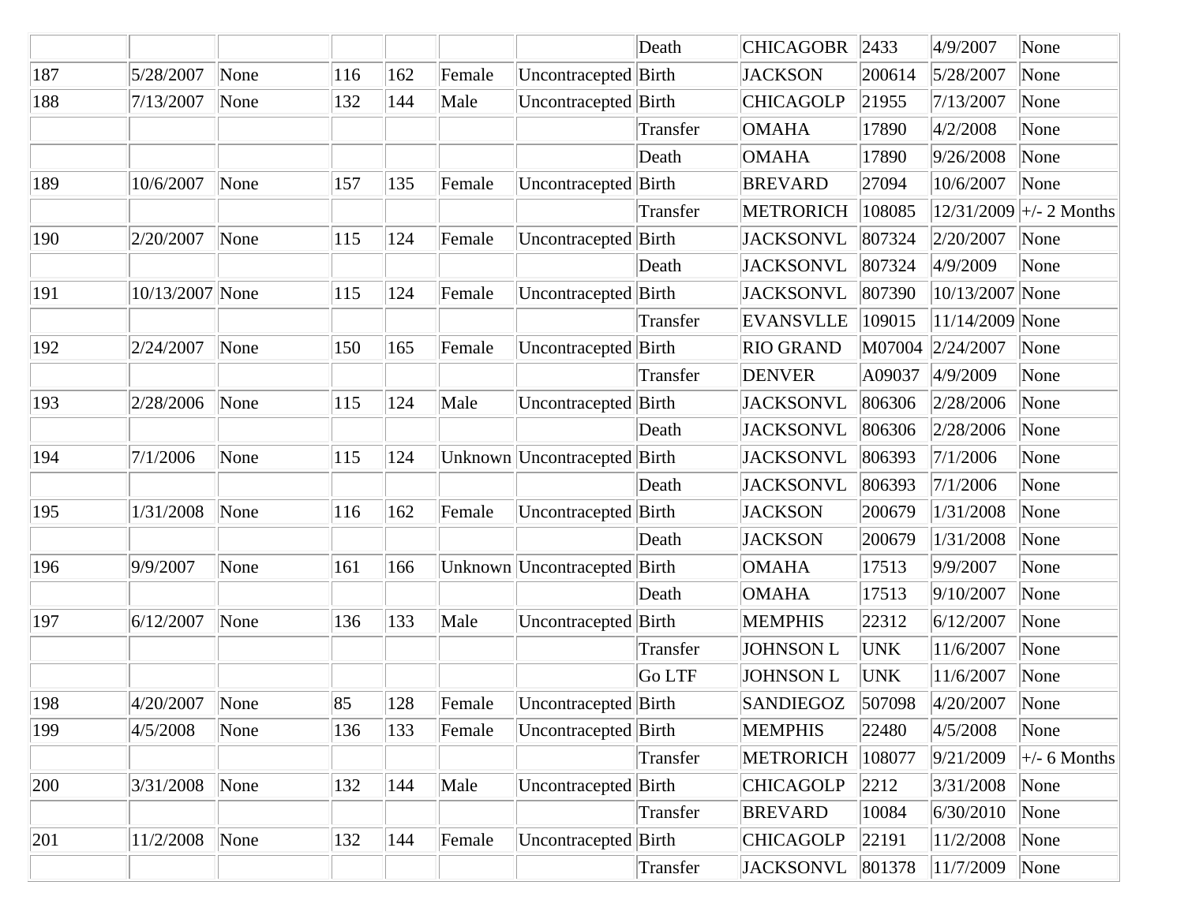| | | | | | | | | | | | |
|---|---|---|---|---|---|---|---|---|---|---|---|
| | | | | | | | Death | CHICAGOBR | 2433 | 4/9/2007 | None |
| 187 | 5/28/2007 | None | 116 | 162 | Female | Uncontracepted | Birth | JACKSON | 200614 | 5/28/2007 | None |
| 188 | 7/13/2007 | None | 132 | 144 | Male | Uncontracepted | Birth | CHICAGOLP | 21955 | 7/13/2007 | None |
| | | | | | | | Transfer | OMAHA | 17890 | 4/2/2008 | None |
| | | | | | | | Death | OMAHA | 17890 | 9/26/2008 | None |
| 189 | 10/6/2007 | None | 157 | 135 | Female | Uncontracepted | Birth | BREVARD | 27094 | 10/6/2007 | None |
| | | | | | | | Transfer | METRORICH | 108085 | 12/31/2009 | +/- 2 Months |
| 190 | 2/20/2007 | None | 115 | 124 | Female | Uncontracepted | Birth | JACKSONVL | 807324 | 2/20/2007 | None |
| | | | | | | | Death | JACKSONVL | 807324 | 4/9/2009 | None |
| 191 | 10/13/2007 | None | 115 | 124 | Female | Uncontracepted | Birth | JACKSONVL | 807390 | 10/13/2007 | None |
| | | | | | | | Transfer | EVANSVLLE | 109015 | 11/14/2009 | None |
| 192 | 2/24/2007 | None | 150 | 165 | Female | Uncontracepted | Birth | RIO GRAND | M07004 | 2/24/2007 | None |
| | | | | | | | Transfer | DENVER | A09037 | 4/9/2009 | None |
| 193 | 2/28/2006 | None | 115 | 124 | Male | Uncontracepted | Birth | JACKSONVL | 806306 | 2/28/2006 | None |
| | | | | | | | Death | JACKSONVL | 806306 | 2/28/2006 | None |
| 194 | 7/1/2006 | None | 115 | 124 | Unknown | Uncontracepted | Birth | JACKSONVL | 806393 | 7/1/2006 | None |
| | | | | | | | Death | JACKSONVL | 806393 | 7/1/2006 | None |
| 195 | 1/31/2008 | None | 116 | 162 | Female | Uncontracepted | Birth | JACKSON | 200679 | 1/31/2008 | None |
| | | | | | | | Death | JACKSON | 200679 | 1/31/2008 | None |
| 196 | 9/9/2007 | None | 161 | 166 | Unknown | Uncontracepted | Birth | OMAHA | 17513 | 9/9/2007 | None |
| | | | | | | | Death | OMAHA | 17513 | 9/10/2007 | None |
| 197 | 6/12/2007 | None | 136 | 133 | Male | Uncontracepted | Birth | MEMPHIS | 22312 | 6/12/2007 | None |
| | | | | | | | Transfer | JOHNSON L | UNK | 11/6/2007 | None |
| | | | | | | | Go LTF | JOHNSON L | UNK | 11/6/2007 | None |
| 198 | 4/20/2007 | None | 85 | 128 | Female | Uncontracepted | Birth | SANDIEGOZ | 507098 | 4/20/2007 | None |
| 199 | 4/5/2008 | None | 136 | 133 | Female | Uncontracepted | Birth | MEMPHIS | 22480 | 4/5/2008 | None |
| | | | | | | | Transfer | METRORICH | 108077 | 9/21/2009 | +/- 6 Months |
| 200 | 3/31/2008 | None | 132 | 144 | Male | Uncontracepted | Birth | CHICAGOLP | 2212 | 3/31/2008 | None |
| | | | | | | | Transfer | BREVARD | 10084 | 6/30/2010 | None |
| 201 | 11/2/2008 | None | 132 | 144 | Female | Uncontracepted | Birth | CHICAGOLP | 22191 | 11/2/2008 | None |
| | | | | | | | Transfer | JACKSONVL | 801378 | 11/7/2009 | None |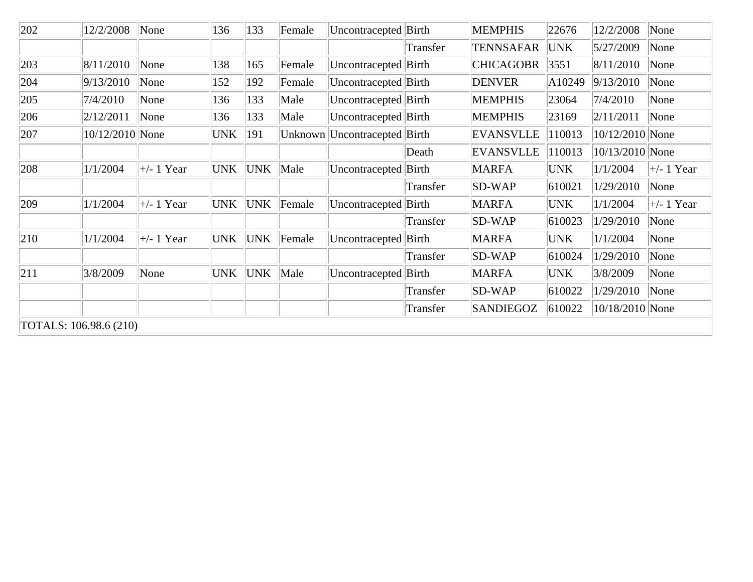| 202 | 12/2/2008 | None | 136 | 133 | Female | Uncontracepted | Birth | MEMPHIS | 22676 | 12/2/2008 | None |
|---|---|---|---|---|---|---|---|---|---|---|---|
| | | | | | | | Transfer | TENNSAFAR | UNK | 5/27/2009 | None |
| 203 | 8/11/2010 | None | 138 | 165 | Female | Uncontracepted | Birth | CHICAGOBR | 3551 | 8/11/2010 | None |
| 204 | 9/13/2010 | None | 152 | 192 | Female | Uncontracepted | Birth | DENVER | A10249 | 9/13/2010 | None |
| 205 | 7/4/2010 | None | 136 | 133 | Male | Uncontracepted | Birth | MEMPHIS | 23064 | 7/4/2010 | None |
| 206 | 2/12/2011 | None | 136 | 133 | Male | Uncontracepted | Birth | MEMPHIS | 23169 | 2/11/2011 | None |
| 207 | 10/12/2010 | None | UNK | 191 | Unknown | Uncontracepted | Birth | EVANSVLLE | 110013 | 10/12/2010 | None |
| | | | | | | | Death | EVANSVLLE | 110013 | 10/13/2010 | None |
| 208 | 1/1/2004 | +/- 1 Year | UNK | UNK | Male | Uncontracepted | Birth | MARFA | UNK | 1/1/2004 | +/- 1 Year |
| | | | | | | | Transfer | SD-WAP | 610021 | 1/29/2010 | None |
| 209 | 1/1/2004 | +/- 1 Year | UNK | UNK | Female | Uncontracepted | Birth | MARFA | UNK | 1/1/2004 | +/- 1 Year |
| | | | | | | | Transfer | SD-WAP | 610023 | 1/29/2010 | None |
| 210 | 1/1/2004 | +/- 1 Year | UNK | UNK | Female | Uncontracepted | Birth | MARFA | UNK | 1/1/2004 | None |
| | | | | | | | Transfer | SD-WAP | 610024 | 1/29/2010 | None |
| 211 | 3/8/2009 | None | UNK | UNK | Male | Uncontracepted | Birth | MARFA | UNK | 3/8/2009 | None |
| | | | | | | | Transfer | SD-WAP | 610022 | 1/29/2010 | None |
| | | | | | | | Transfer | SANDIEGOZ | 610022 | 10/18/2010 | None |
| TOTALS: 106.98.6 (210) | | | | | | | | | | | |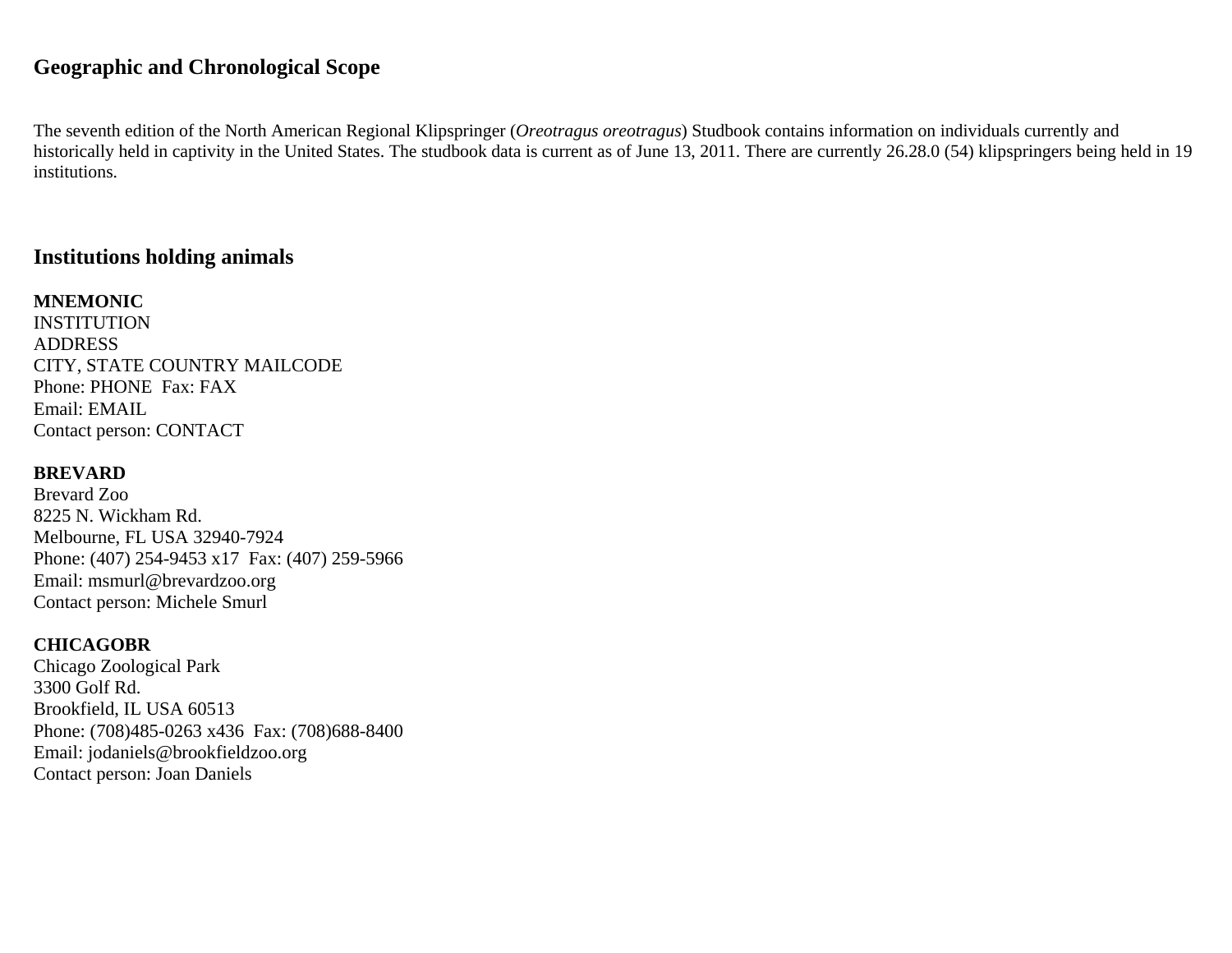## Geographic and Chronological Scope

The seventh edition of the North American Regional Klipspringer (*Oreotragus oreotragus*) Studbook contains information on individuals currently and historically held in captivity in the United States. The studbook data is current as of June 13, 2011. There are currently 26.28.0 (54) klipspringers being held in 19 institutions.

## Institutions holding animals

**MNEMONIC**
INSTITUTION
ADDRESS
CITY, STATE COUNTRY MAILCODE
Phone: PHONE  Fax: FAX
Email: EMAIL
Contact person: CONTACT

**BREVARD**
Brevard Zoo
8225 N. Wickham Rd.
Melbourne, FL USA 32940-7924
Phone: (407) 254-9453 x17  Fax: (407) 259-5966
Email: msmurl@brevardzoo.org
Contact person: Michele Smurl

**CHICAGOBR**
Chicago Zoological Park
3300 Golf Rd.
Brookfield, IL USA 60513
Phone: (708)485-0263 x436  Fax: (708)688-8400
Email: jodaniels@brookfieldzoo.org
Contact person: Joan Daniels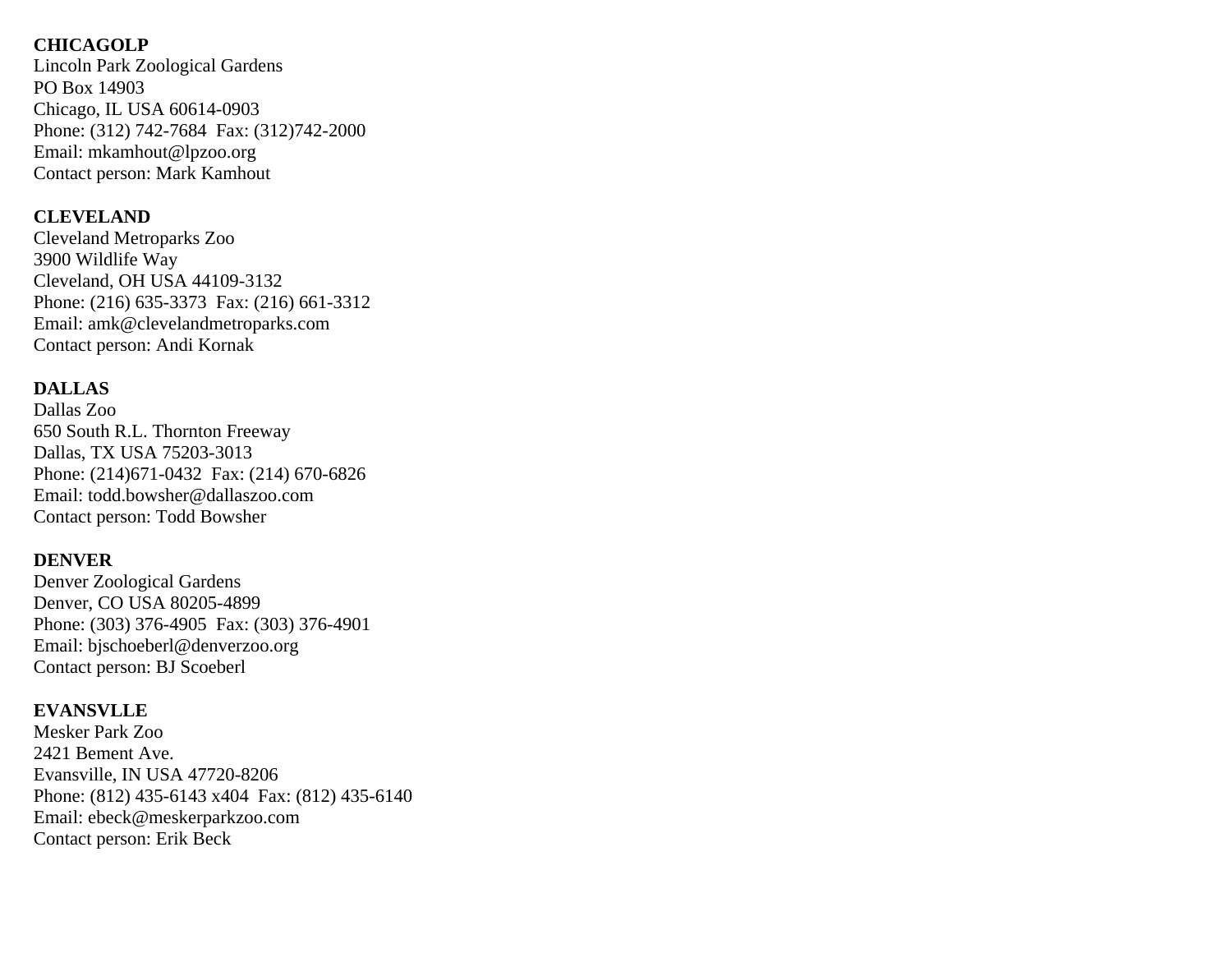**CHICAGOLP**
Lincoln Park Zoological Gardens
PO Box 14903
Chicago, IL USA 60614-0903
Phone: (312) 742-7684  Fax: (312)742-2000
Email: mkamhout@lpzoo.org
Contact person: Mark Kamhout

**CLEVELAND**
Cleveland Metroparks Zoo
3900 Wildlife Way
Cleveland, OH USA 44109-3132
Phone: (216) 635-3373  Fax: (216) 661-3312
Email: amk@clevelandmetroparks.com
Contact person: Andi Kornak

**DALLAS**
Dallas Zoo
650 South R.L. Thornton Freeway
Dallas, TX USA 75203-3013
Phone: (214)671-0432  Fax: (214) 670-6826
Email: todd.bowsher@dallaszoo.com
Contact person: Todd Bowsher

**DENVER**
Denver Zoological Gardens
Denver, CO USA 80205-4899
Phone: (303) 376-4905  Fax: (303) 376-4901
Email: bjschoeberl@denverzoo.org
Contact person: BJ Scoeberl

**EVANSVLLE**
Mesker Park Zoo
2421 Bement Ave.
Evansville, IN USA 47720-8206
Phone: (812) 435-6143 x404  Fax: (812) 435-6140
Email: ebeck@meskerparkzoo.com
Contact person: Erik Beck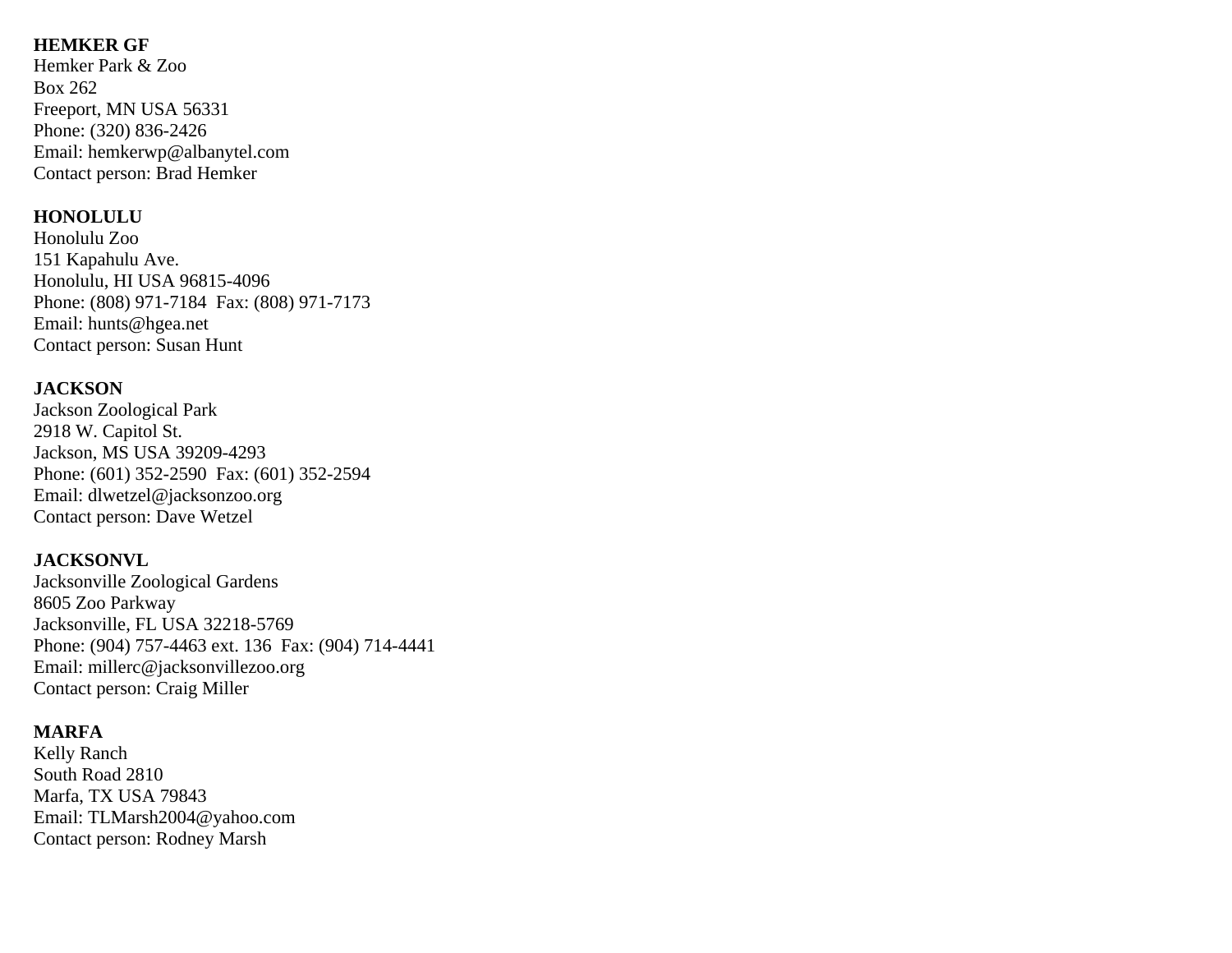**HEMKER GF**
Hemker Park & Zoo
Box 262
Freeport, MN USA 56331
Phone: (320) 836-2426
Email: hemkerwp@albanytel.com
Contact person: Brad Hemker

**HONOLULU**
Honolulu Zoo
151 Kapahulu Ave.
Honolulu, HI USA 96815-4096
Phone: (808) 971-7184  Fax: (808) 971-7173
Email: hunts@hgea.net
Contact person: Susan Hunt

**JACKSON**
Jackson Zoological Park
2918 W. Capitol St.
Jackson, MS USA 39209-4293
Phone: (601) 352-2590  Fax: (601) 352-2594
Email: dlwetzel@jacksonzoo.org
Contact person: Dave Wetzel

**JACKSONVL**
Jacksonville Zoological Gardens
8605 Zoo Parkway
Jacksonville, FL USA 32218-5769
Phone: (904) 757-4463 ext. 136  Fax: (904) 714-4441
Email: millerc@jacksonvillezoo.org
Contact person: Craig Miller

**MARFA**
Kelly Ranch
South Road 2810
Marfa, TX USA 79843
Email: TLMarsh2004@yahoo.com
Contact person: Rodney Marsh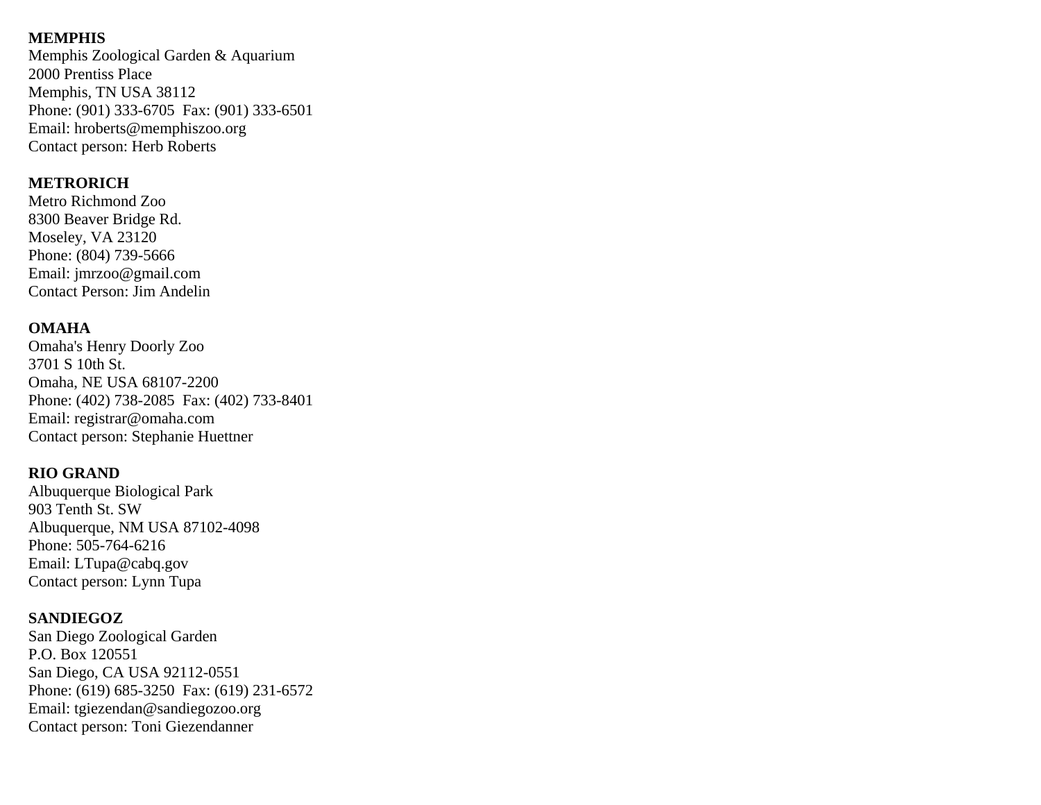**MEMPHIS**
Memphis Zoological Garden & Aquarium
2000 Prentiss Place
Memphis, TN USA 38112
Phone: (901) 333-6705 Fax: (901) 333-6501
Email: hroberts@memphiszoo.org
Contact person: Herb Roberts

**METRORICH**
Metro Richmond Zoo
8300 Beaver Bridge Rd.
Moseley, VA 23120
Phone: (804) 739-5666
Email: jmrzoo@gmail.com
Contact Person: Jim Andelin

**OMAHA**
Omaha's Henry Doorly Zoo
3701 S 10th St.
Omaha, NE USA 68107-2200
Phone: (402) 738-2085 Fax: (402) 733-8401
Email: registrar@omaha.com
Contact person: Stephanie Huettner

**RIO GRAND**
Albuquerque Biological Park
903 Tenth St. SW
Albuquerque, NM USA 87102-4098
Phone: 505-764-6216
Email: LTupa@cabq.gov
Contact person: Lynn Tupa

**SANDIEGOZ**
San Diego Zoological Garden
P.O. Box 120551
San Diego, CA USA 92112-0551
Phone: (619) 685-3250 Fax: (619) 231-6572
Email: tgiezendan@sandiegozoo.org
Contact person: Toni Giezendanner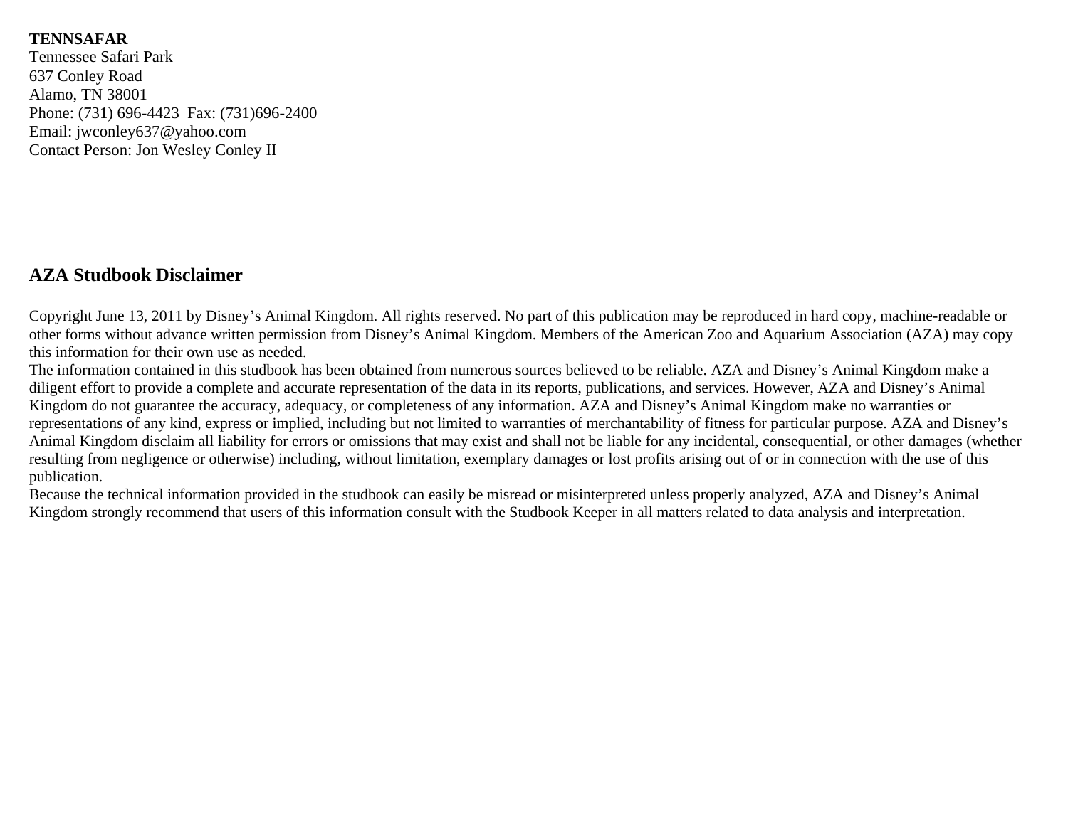**TENNSAFAR**
Tennessee Safari Park
637 Conley Road
Alamo, TN 38001
Phone: (731) 696-4423  Fax: (731)696-2400
Email: jwconley637@yahoo.com
Contact Person: Jon Wesley Conley II

## AZA Studbook Disclaimer

Copyright June 13, 2011 by Disney's Animal Kingdom. All rights reserved. No part of this publication may be reproduced in hard copy, machine-readable or other forms without advance written permission from Disney's Animal Kingdom. Members of the American Zoo and Aquarium Association (AZA) may copy this information for their own use as needed.

The information contained in this studbook has been obtained from numerous sources believed to be reliable. AZA and Disney's Animal Kingdom make a diligent effort to provide a complete and accurate representation of the data in its reports, publications, and services. However, AZA and Disney's Animal Kingdom do not guarantee the accuracy, adequacy, or completeness of any information. AZA and Disney's Animal Kingdom make no warranties or representations of any kind, express or implied, including but not limited to warranties of merchantability of fitness for particular purpose. AZA and Disney's Animal Kingdom disclaim all liability for errors or omissions that may exist and shall not be liable for any incidental, consequential, or other damages (whether resulting from negligence or otherwise) including, without limitation, exemplary damages or lost profits arising out of or in connection with the use of this publication.

Because the technical information provided in the studbook can easily be misread or misinterpreted unless properly analyzed, AZA and Disney's Animal Kingdom strongly recommend that users of this information consult with the Studbook Keeper in all matters related to data analysis and interpretation.